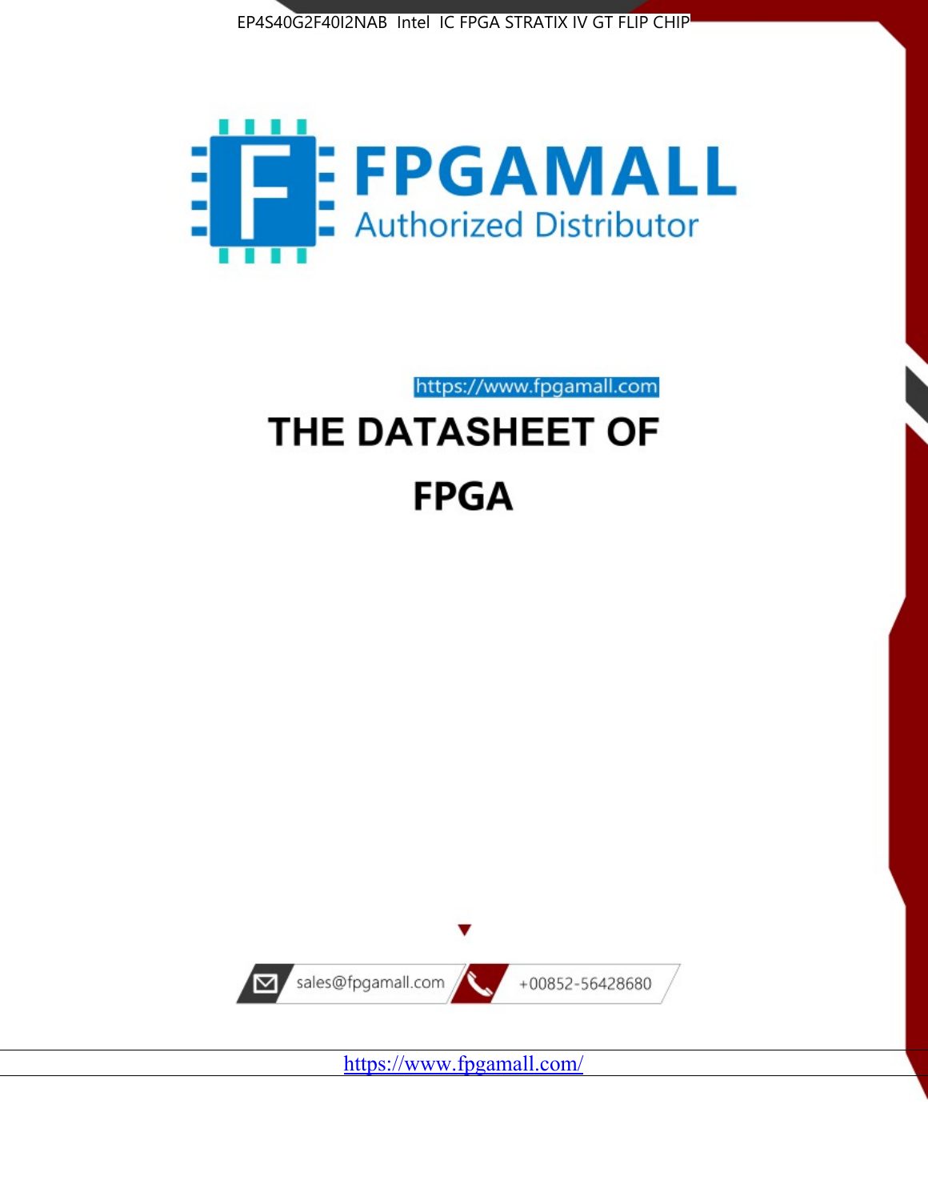EP4S40G2F40I2NAB Intel IC FPGA STRATIX IV GT FLIP CHIP

FPGAMALL

Authorized Distributor

https://www.fpgamall.com

# THE DATASHEET OF

# FPGA

sales@fpgamall.com

+00852-56428680

https://www.fpgamall.com/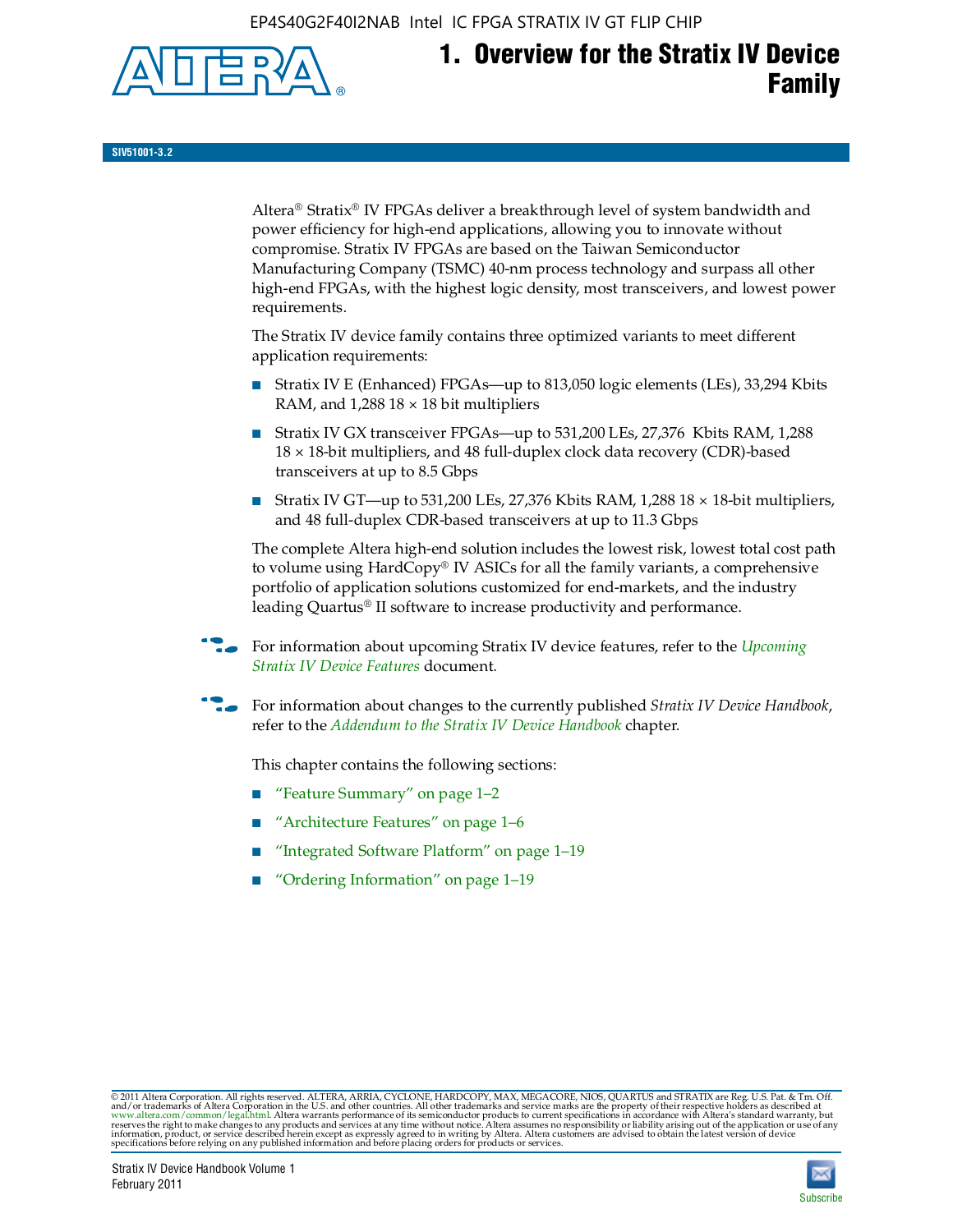# 1. Overview for the Stratix IV Device Family

**SIV51001-3.2**

Altera® Stratix® IV FPGAs deliver a breakthrough level of system bandwidth and power efficiency for high-end applications, allowing you to innovate without compromise. Stratix IV FPGAs are based on the Taiwan Semiconductor Manufacturing Company (TSMC) 40-nm process technology and surpass all other high-end FPGAs, with the highest logic density, most transceivers, and lowest power requirements.

The Stratix IV device family contains three optimized variants to meet different application requirements:

- Stratix IV E (Enhanced) FPGAs—up to 813,050 logic elements (LEs), 33,294 Kbits RAM, and 1,288 18 × 18 bit multipliers
- Stratix IV GX transceiver FPGAs—up to 531,200 LEs, 27,376 Kbits RAM, 1,288 18 × 18-bit multipliers, and 48 full-duplex clock data recovery (CDR)-based transceivers at up to 8.5 Gbps
- Stratix IV GT—up to 531,200 LEs, 27,376 Kbits RAM, 1,288 18 × 18-bit multipliers, and 48 full-duplex CDR-based transceivers at up to 11.3 Gbps

The complete Altera high-end solution includes the lowest risk, lowest total cost path to volume using HardCopy® IV ASICs for all the family variants, a comprehensive portfolio of application solutions customized for end-markets, and the industry leading Quartus® II software to increase productivity and performance.

For information about upcoming Stratix IV device features, refer to the *Upcoming Stratix IV Device Features* document.

For information about changes to the currently published *Stratix IV Device Handbook*, refer to the *Addendum to the Stratix IV Device Handbook* chapter.

This chapter contains the following sections:

- "Feature Summary" on page 1–2
- "Architecture Features" on page 1–6
- "Integrated Software Platform" on page 1–19
- "Ordering Information" on page 1–19

© 2011 Altera Corporation. All rights reserved. ALTERA, ARRIA, CYCLONE, HARDCOPY, MAX, MEGACORE, NIOS, QUARTUS and STRATIX are Reg. U.S. Pat. & Tm. Off. and/or trademarks of Altera Corporation in the U.S. and other countries. All other trademarks and service marks are the property of their respective holders as described at www.altera.com/common/legal.html. Altera warrants performance of its semiconductor products to current specifications in accordance with Altera's standard warranty, but reserves the right to make changes to any products and services at any time without notice. Altera assumes no responsibility or liability arising out of the application or use of any information, product, or service described herein except as expressly agreed to in writing by Altera. Altera customers are advised to obtain the latest version of device specifications before relying on any published information and before placing orders for products or services.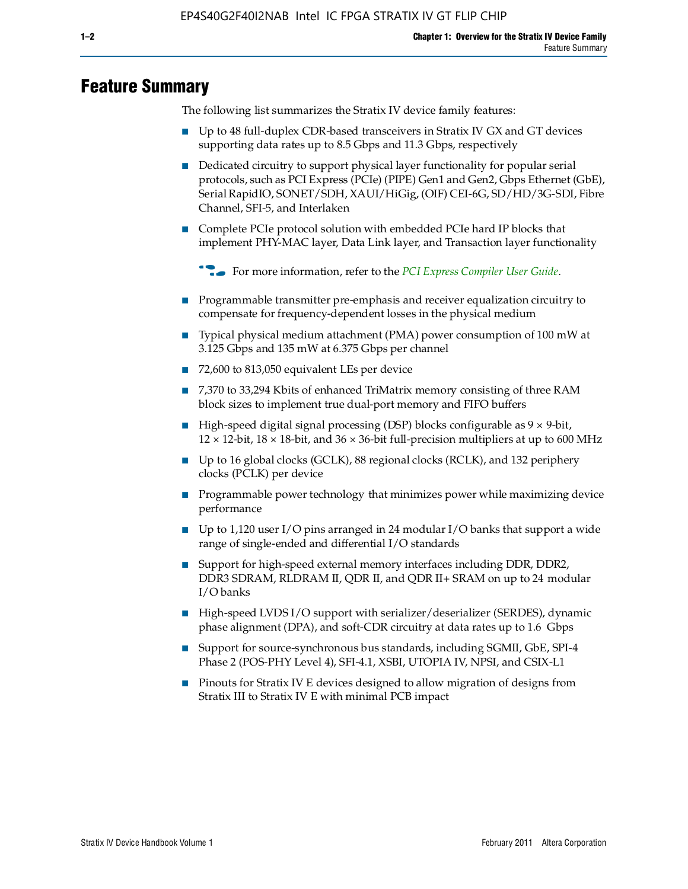# Feature Summary

The following list summarizes the Stratix IV device family features:

- Up to 48 full-duplex CDR-based transceivers in Stratix IV GX and GT devices supporting data rates up to 8.5 Gbps and 11.3 Gbps, respectively
- Dedicated circuitry to support physical layer functionality for popular serial protocols, such as PCI Express (PCIe) (PIPE) Gen1 and Gen2, Gbps Ethernet (GbE), Serial RapidIO, SONET/SDH, XAUI/HiGig, (OIF) CEI-6G, SD/HD/3G-SDI, Fibre Channel, SFI-5, and Interlaken
- Complete PCIe protocol solution with embedded PCIe hard IP blocks that implement PHY-MAC layer, Data Link layer, and Transaction layer functionality

  For more information, refer to the *PCI Express Compiler User Guide*.

- Programmable transmitter pre-emphasis and receiver equalization circuitry to compensate for frequency-dependent losses in the physical medium
- Typical physical medium attachment (PMA) power consumption of 100 mW at 3.125 Gbps and 135 mW at 6.375 Gbps per channel
- 72,600 to 813,050 equivalent LEs per device
- 7,370 to 33,294 Kbits of enhanced TriMatrix memory consisting of three RAM block sizes to implement true dual-port memory and FIFO buffers
- High-speed digital signal processing (DSP) blocks configurable as 9 × 9-bit, 12 × 12-bit, 18 × 18-bit, and 36 × 36-bit full-precision multipliers at up to 600 MHz
- Up to 16 global clocks (GCLK), 88 regional clocks (RCLK), and 132 periphery clocks (PCLK) per device
- Programmable power technology that minimizes power while maximizing device performance
- Up to 1,120 user I/O pins arranged in 24 modular I/O banks that support a wide range of single-ended and differential I/O standards
- Support for high-speed external memory interfaces including DDR, DDR2, DDR3 SDRAM, RLDRAM II, QDR II, and QDR II+ SRAM on up to 24 modular I/O banks
- High-speed LVDS I/O support with serializer/deserializer (SERDES), dynamic phase alignment (DPA), and soft-CDR circuitry at data rates up to 1.6 Gbps
- Support for source-synchronous bus standards, including SGMII, GbE, SPI-4 Phase 2 (POS-PHY Level 4), SFI-4.1, XSBI, UTOPIA IV, NPSI, and CSIX-L1
- Pinouts for Stratix IV E devices designed to allow migration of designs from Stratix III to Stratix IV E with minimal PCB impact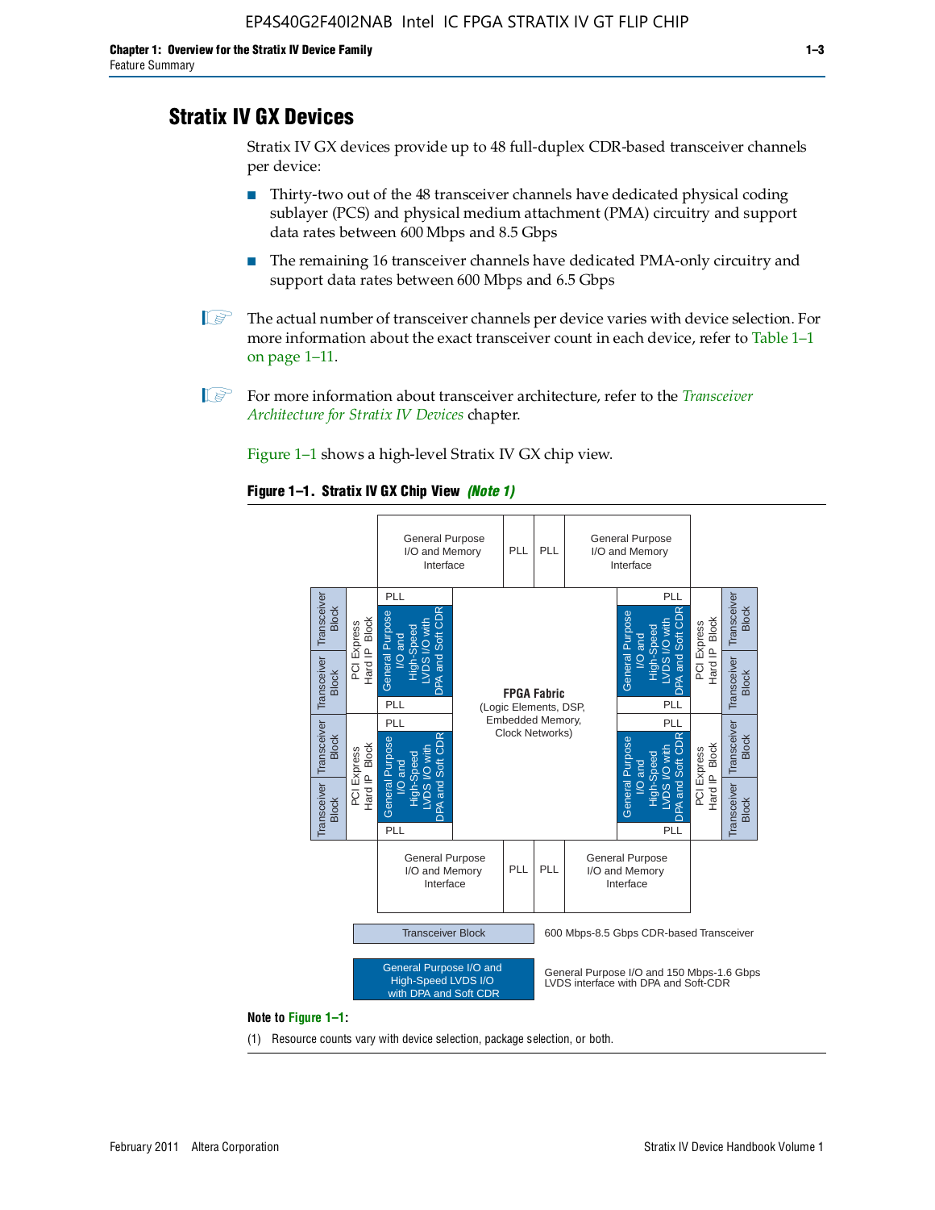## Stratix IV GX Devices

Stratix IV GX devices provide up to 48 full-duplex CDR-based transceiver channels per device:

- Thirty-two out of the 48 transceiver channels have dedicated physical coding sublayer (PCS) and physical medium attachment (PMA) circuitry and support data rates between 600 Mbps and 8.5 Gbps
- The remaining 16 transceiver channels have dedicated PMA-only circuitry and support data rates between 600 Mbps and 6.5 Gbps

The actual number of transceiver channels per device varies with device selection. For more information about the exact transceiver count in each device, refer to Table 1–1 on page 1–11.

For more information about transceiver architecture, refer to the *Transceiver Architecture for Stratix IV Devices* chapter.

Figure 1–1 shows a high-level Stratix IV GX chip view.

**Figure 1–1. Stratix IV GX Chip View** ***(Note 1)***

Transceiver Block — 600 Mbps-8.5 Gbps CDR-based Transceiver

General Purpose I/O and High-Speed LVDS I/O with DPA and Soft CDR — General Purpose I/O and 150 Mbps-1.6 Gbps LVDS interface with DPA and Soft-CDR

**Note to Figure 1–1:**

(1) Resource counts vary with device selection, package selection, or both.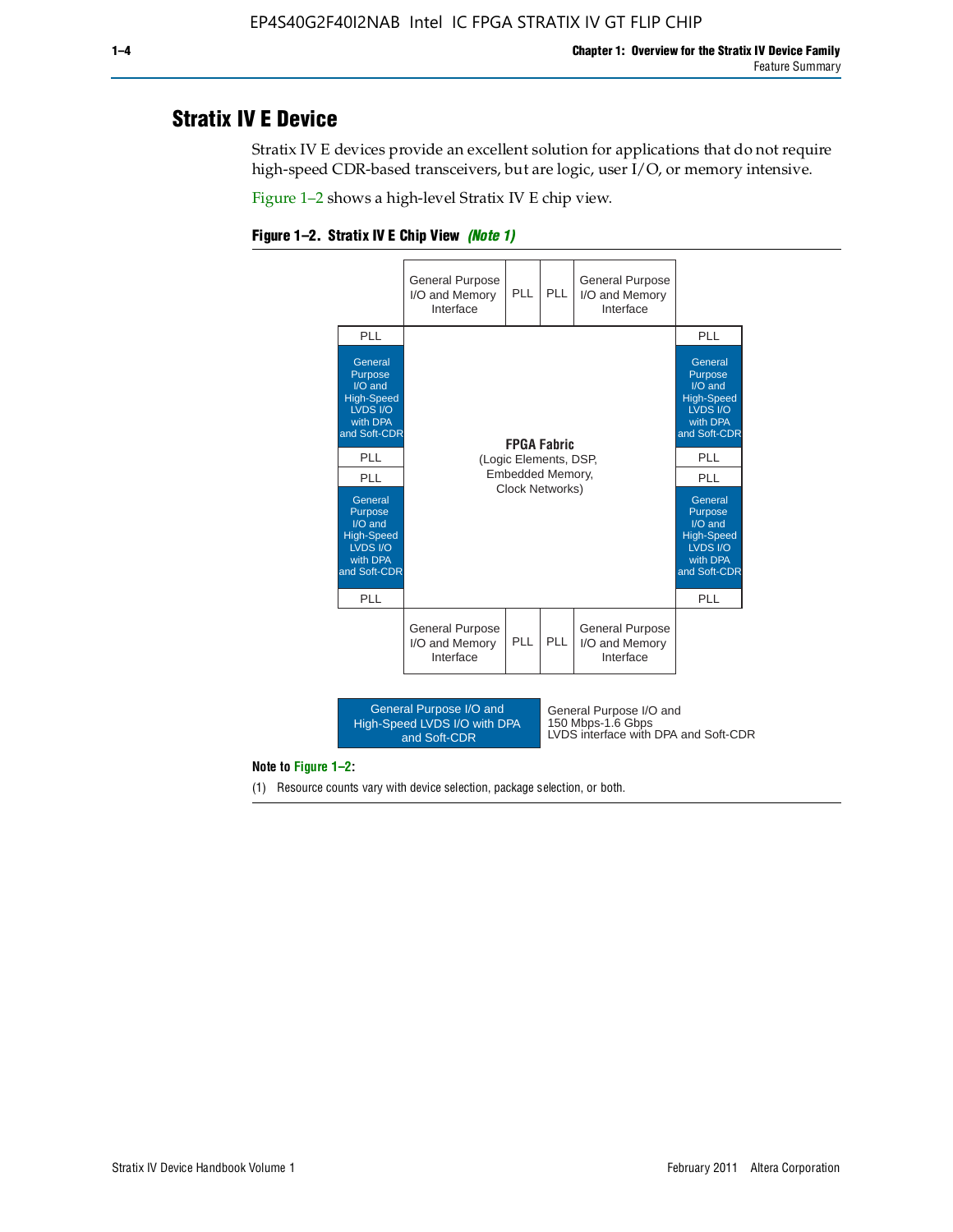## Stratix IV E Device

Stratix IV E devices provide an excellent solution for applications that do not require high-speed CDR-based transceivers, but are logic, user I/O, or memory intensive.

Figure 1–2 shows a high-level Stratix IV E chip view.

**Figure 1–2. Stratix IV E Chip View** ***(Note 1)***

General Purpose I/O and Memory Interface | PLL | PLL | General Purpose I/O and Memory Interface

PLL | General Purpose I/O and High-Speed LVDS I/O with DPA and Soft-CDR | PLL | PLL | General Purpose I/O and High-Speed LVDS I/O with DPA and Soft-CDR | PLL

**FPGA Fabric**
(Logic Elements, DSP, Embedded Memory, Clock Networks)

PLL | General Purpose I/O and High-Speed LVDS I/O with DPA and Soft-CDR | PLL | PLL | General Purpose I/O and High-Speed LVDS I/O with DPA and Soft-CDR | PLL

General Purpose I/O and Memory Interface | PLL | PLL | General Purpose I/O and Memory Interface

General Purpose I/O and High-Speed LVDS I/O with DPA and Soft-CDR: General Purpose I/O and 150 Mbps-1.6 Gbps LVDS interface with DPA and Soft-CDR

**Note to Figure 1–2:**

(1) Resource counts vary with device selection, package selection, or both.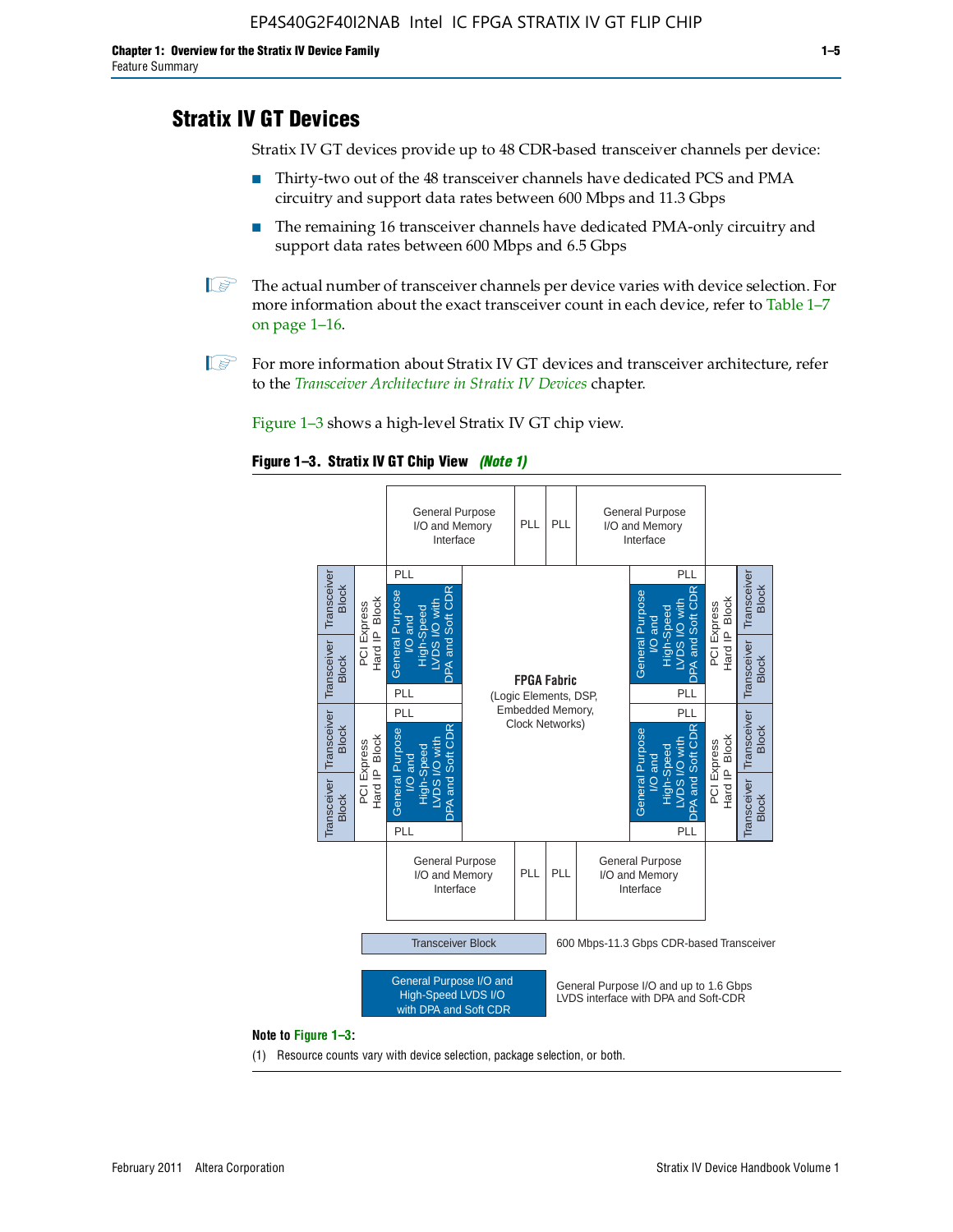## Stratix IV GT Devices

Stratix IV GT devices provide up to 48 CDR-based transceiver channels per device:

- Thirty-two out of the 48 transceiver channels have dedicated PCS and PMA circuitry and support data rates between 600 Mbps and 11.3 Gbps
- The remaining 16 transceiver channels have dedicated PMA-only circuitry and support data rates between 600 Mbps and 6.5 Gbps

The actual number of transceiver channels per device varies with device selection. For more information about the exact transceiver count in each device, refer to Table 1–7 on page 1–16.

For more information about Stratix IV GT devices and transceiver architecture, refer to the *Transceiver Architecture in Stratix IV Devices* chapter.

Figure 1–3 shows a high-level Stratix IV GT chip view.

**Figure 1–3. Stratix IV GT Chip View** ***(Note 1)***

General Purpose I/O and Memory Interface | PLL | PLL | General Purpose I/O and Memory Interface

Transceiver Block | Transceiver Block | PCI Express Hard IP Block | PLL | General Purpose I/O and High-Speed LVDS I/O with DPA and Soft CDR | PLL

**FPGA Fabric** (Logic Elements, DSP, Embedded Memory, Clock Networks)

Transceiver Block — 600 Mbps-11.3 Gbps CDR-based Transceiver

General Purpose I/O and High-Speed LVDS I/O with DPA and Soft CDR — General Purpose I/O and up to 1.6 Gbps LVDS interface with DPA and Soft-CDR

**Note to Figure 1–3:**

(1) Resource counts vary with device selection, package selection, or both.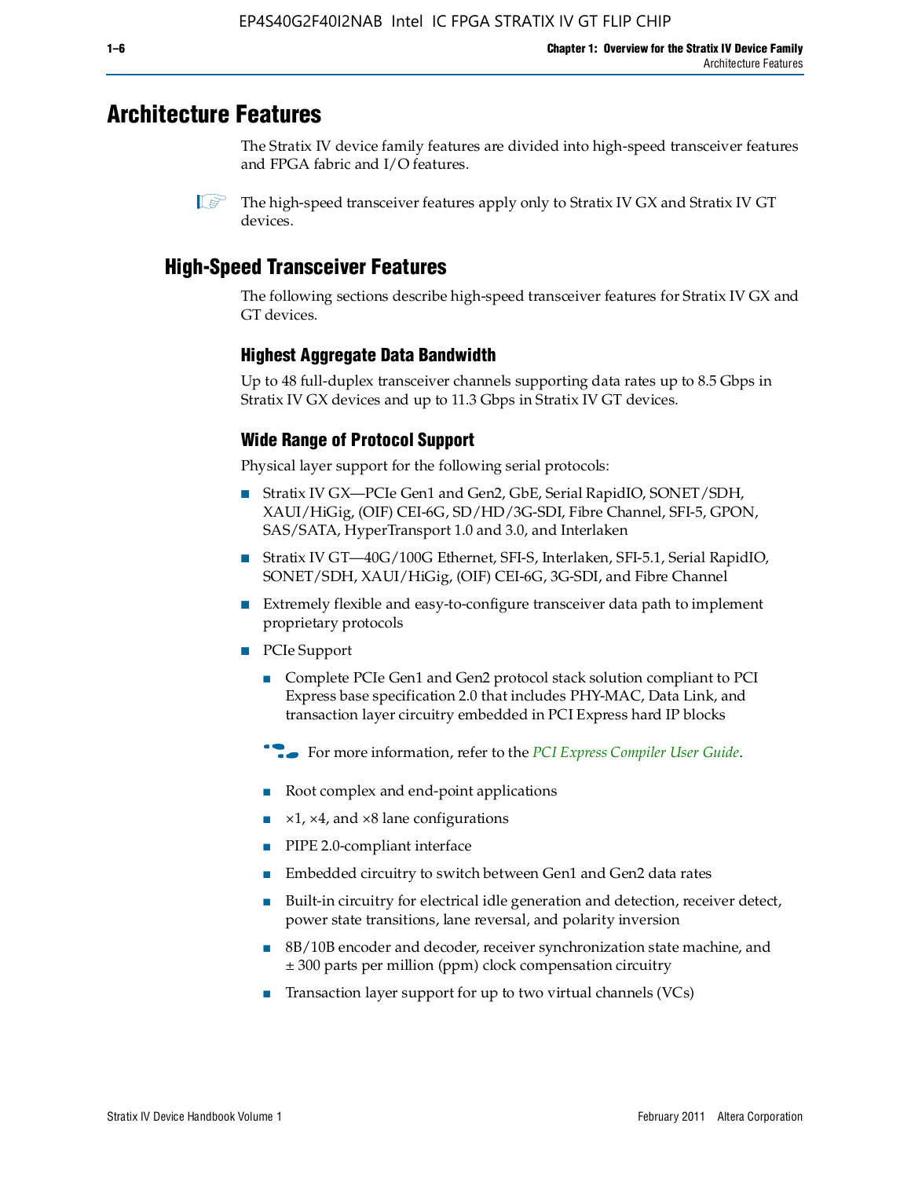# Architecture Features

The Stratix IV device family features are divided into high-speed transceiver features and FPGA fabric and I/O features.

The high-speed transceiver features apply only to Stratix IV GX and Stratix IV GT devices.

## High-Speed Transceiver Features

The following sections describe high-speed transceiver features for Stratix IV GX and GT devices.

### Highest Aggregate Data Bandwidth

Up to 48 full-duplex transceiver channels supporting data rates up to 8.5 Gbps in Stratix IV GX devices and up to 11.3 Gbps in Stratix IV GT devices.

### Wide Range of Protocol Support

Physical layer support for the following serial protocols:

- Stratix IV GX—PCIe Gen1 and Gen2, GbE, Serial RapidIO, SONET/SDH, XAUI/HiGig, (OIF) CEI-6G, SD/HD/3G-SDI, Fibre Channel, SFI-5, GPON, SAS/SATA, HyperTransport 1.0 and 3.0, and Interlaken
- Stratix IV GT—40G/100G Ethernet, SFI-S, Interlaken, SFI-5.1, Serial RapidIO, SONET/SDH, XAUI/HiGig, (OIF) CEI-6G, 3G-SDI, and Fibre Channel
- Extremely flexible and easy-to-configure transceiver data path to implement proprietary protocols
- PCIe Support
  - Complete PCIe Gen1 and Gen2 protocol stack solution compliant to PCI Express base specification 2.0 that includes PHY-MAC, Data Link, and transaction layer circuitry embedded in PCI Express hard IP blocks

    For more information, refer to the *PCI Express Compiler User Guide*.

  - Root complex and end-point applications
  - ×1, ×4, and ×8 lane configurations
  - PIPE 2.0-compliant interface
  - Embedded circuitry to switch between Gen1 and Gen2 data rates
  - Built-in circuitry for electrical idle generation and detection, receiver detect, power state transitions, lane reversal, and polarity inversion
  - 8B/10B encoder and decoder, receiver synchronization state machine, and ± 300 parts per million (ppm) clock compensation circuitry
  - Transaction layer support for up to two virtual channels (VCs)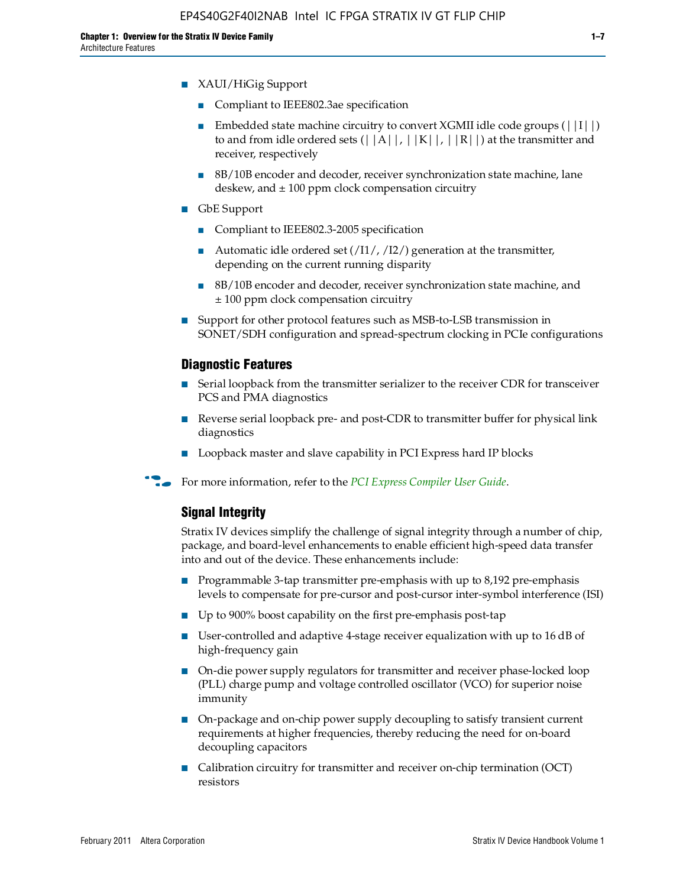- XAUI/HiGig Support
  - Compliant to IEEE802.3ae specification
  - Embedded state machine circuitry to convert XGMII idle code groups (||I||) to and from idle ordered sets (||A||, ||K||, ||R||) at the transmitter and receiver, respectively
  - 8B/10B encoder and decoder, receiver synchronization state machine, lane deskew, and ± 100 ppm clock compensation circuitry
- GbE Support
  - Compliant to IEEE802.3-2005 specification
  - Automatic idle ordered set (/I1/, /I2/) generation at the transmitter, depending on the current running disparity
  - 8B/10B encoder and decoder, receiver synchronization state machine, and ± 100 ppm clock compensation circuitry
- Support for other protocol features such as MSB-to-LSB transmission in SONET/SDH configuration and spread-spectrum clocking in PCIe configurations

### Diagnostic Features

- Serial loopback from the transmitter serializer to the receiver CDR for transceiver PCS and PMA diagnostics
- Reverse serial loopback pre- and post-CDR to transmitter buffer for physical link diagnostics
- Loopback master and slave capability in PCI Express hard IP blocks

For more information, refer to the *PCI Express Compiler User Guide*.

### Signal Integrity

Stratix IV devices simplify the challenge of signal integrity through a number of chip, package, and board-level enhancements to enable efficient high-speed data transfer into and out of the device. These enhancements include:

- Programmable 3-tap transmitter pre-emphasis with up to 8,192 pre-emphasis levels to compensate for pre-cursor and post-cursor inter-symbol interference (ISI)
- Up to 900% boost capability on the first pre-emphasis post-tap
- User-controlled and adaptive 4-stage receiver equalization with up to 16 dB of high-frequency gain
- On-die power supply regulators for transmitter and receiver phase-locked loop (PLL) charge pump and voltage controlled oscillator (VCO) for superior noise immunity
- On-package and on-chip power supply decoupling to satisfy transient current requirements at higher frequencies, thereby reducing the need for on-board decoupling capacitors
- Calibration circuitry for transmitter and receiver on-chip termination (OCT) resistors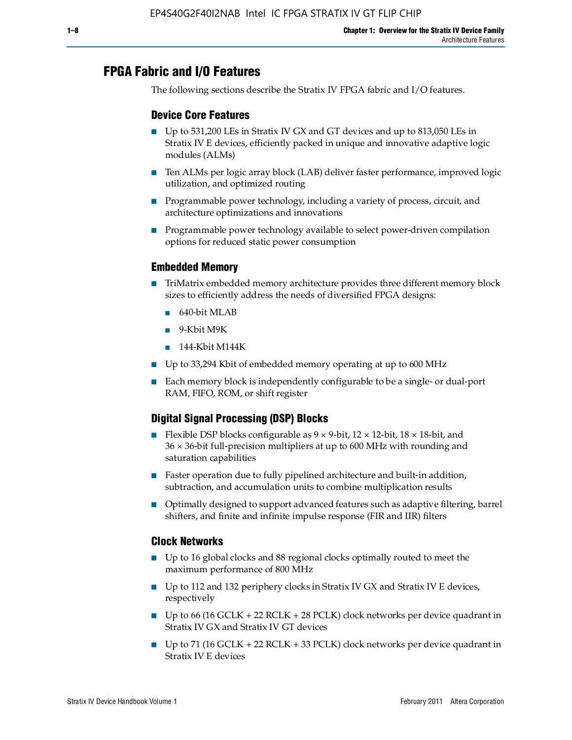## FPGA Fabric and I/O Features

The following sections describe the Stratix IV FPGA fabric and I/O features.

### Device Core Features

- Up to 531,200 LEs in Stratix IV GX and GT devices and up to 813,050 LEs in Stratix IV E devices, efficiently packed in unique and innovative adaptive logic modules (ALMs)
- Ten ALMs per logic array block (LAB) deliver faster performance, improved logic utilization, and optimized routing
- Programmable power technology, including a variety of process, circuit, and architecture optimizations and innovations
- Programmable power technology available to select power-driven compilation options for reduced static power consumption

### Embedded Memory

- TriMatrix embedded memory architecture provides three different memory block sizes to efficiently address the needs of diversified FPGA designs:
  - 640-bit MLAB
  - 9-Kbit M9K
  - 144-Kbit M144K
- Up to 33,294 Kbit of embedded memory operating at up to 600 MHz
- Each memory block is independently configurable to be a single- or dual-port RAM, FIFO, ROM, or shift register

### Digital Signal Processing (DSP) Blocks

- Flexible DSP blocks configurable as 9 × 9-bit, 12 × 12-bit, 18 × 18-bit, and 36 × 36-bit full-precision multipliers at up to 600 MHz with rounding and saturation capabilities
- Faster operation due to fully pipelined architecture and built-in addition, subtraction, and accumulation units to combine multiplication results
- Optimally designed to support advanced features such as adaptive filtering, barrel shifters, and finite and infinite impulse response (FIR and IIR) filters

### Clock Networks

- Up to 16 global clocks and 88 regional clocks optimally routed to meet the maximum performance of 800 MHz
- Up to 112 and 132 periphery clocks in Stratix IV GX and Stratix IV E devices, respectively
- Up to 66 (16 GCLK + 22 RCLK + 28 PCLK) clock networks per device quadrant in Stratix IV GX and Stratix IV GT devices
- Up to 71 (16 GCLK + 22 RCLK + 33 PCLK) clock networks per device quadrant in Stratix IV E devices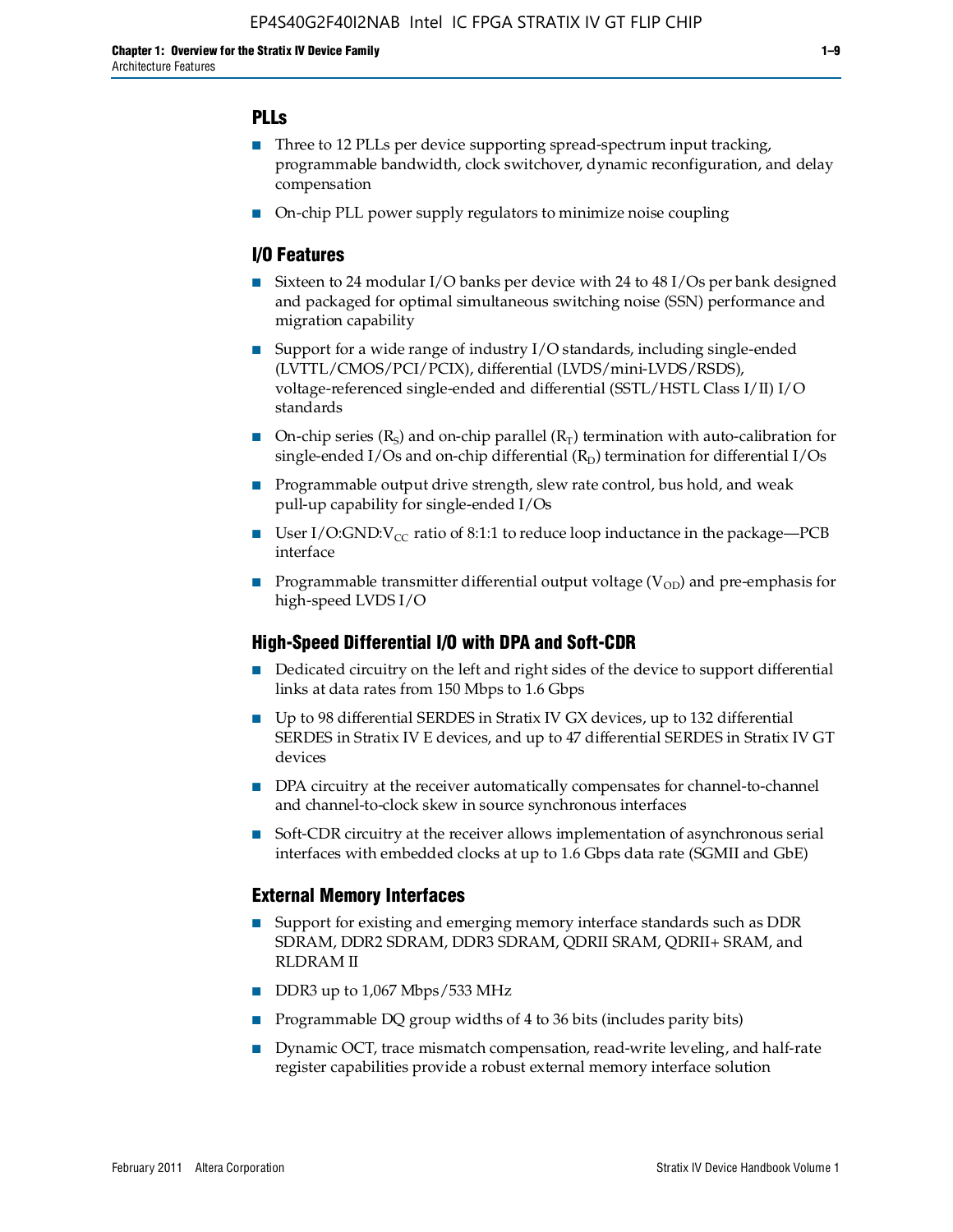### PLLs

- Three to 12 PLLs per device supporting spread-spectrum input tracking, programmable bandwidth, clock switchover, dynamic reconfiguration, and delay compensation
- On-chip PLL power supply regulators to minimize noise coupling

### I/O Features

- Sixteen to 24 modular I/O banks per device with 24 to 48 I/Os per bank designed and packaged for optimal simultaneous switching noise (SSN) performance and migration capability
- Support for a wide range of industry I/O standards, including single-ended (LVTTL/CMOS/PCI/PCIX), differential (LVDS/mini-LVDS/RSDS), voltage-referenced single-ended and differential (SSTL/HSTL Class I/II) I/O standards
- On-chip series ($R_S$) and on-chip parallel ($R_T$) termination with auto-calibration for single-ended I/Os and on-chip differential ($R_D$) termination for differential I/Os
- Programmable output drive strength, slew rate control, bus hold, and weak pull-up capability for single-ended I/Os
- User I/O:GND:$V_{CC}$ ratio of 8:1:1 to reduce loop inductance in the package—PCB interface
- Programmable transmitter differential output voltage ($V_{OD}$) and pre-emphasis for high-speed LVDS I/O

### High-Speed Differential I/O with DPA and Soft-CDR

- Dedicated circuitry on the left and right sides of the device to support differential links at data rates from 150 Mbps to 1.6 Gbps
- Up to 98 differential SERDES in Stratix IV GX devices, up to 132 differential SERDES in Stratix IV E devices, and up to 47 differential SERDES in Stratix IV GT devices
- DPA circuitry at the receiver automatically compensates for channel-to-channel and channel-to-clock skew in source synchronous interfaces
- Soft-CDR circuitry at the receiver allows implementation of asynchronous serial interfaces with embedded clocks at up to 1.6 Gbps data rate (SGMII and GbE)

### External Memory Interfaces

- Support for existing and emerging memory interface standards such as DDR SDRAM, DDR2 SDRAM, DDR3 SDRAM, QDRII SRAM, QDRII+ SRAM, and RLDRAM II
- DDR3 up to 1,067 Mbps/533 MHz
- Programmable DQ group widths of 4 to 36 bits (includes parity bits)
- Dynamic OCT, trace mismatch compensation, read-write leveling, and half-rate register capabilities provide a robust external memory interface solution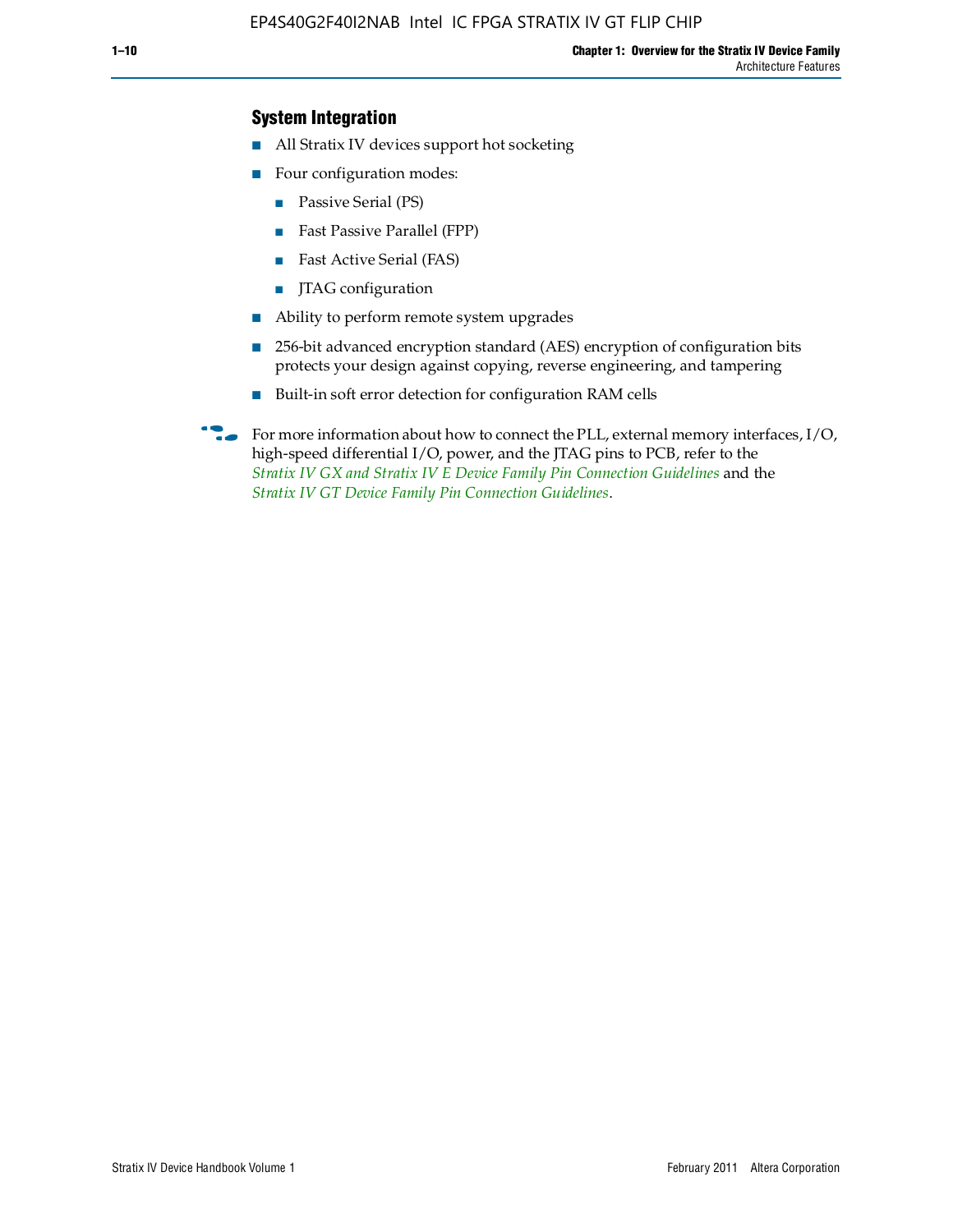### System Integration

- All Stratix IV devices support hot socketing
- Four configuration modes:
  - Passive Serial (PS)
  - Fast Passive Parallel (FPP)
  - Fast Active Serial (FAS)
  - JTAG configuration
- Ability to perform remote system upgrades
- 256-bit advanced encryption standard (AES) encryption of configuration bits protects your design against copying, reverse engineering, and tampering
- Built-in soft error detection for configuration RAM cells

For more information about how to connect the PLL, external memory interfaces, I/O, high-speed differential I/O, power, and the JTAG pins to PCB, refer to the *Stratix IV GX and Stratix IV E Device Family Pin Connection Guidelines* and the *Stratix IV GT Device Family Pin Connection Guidelines*.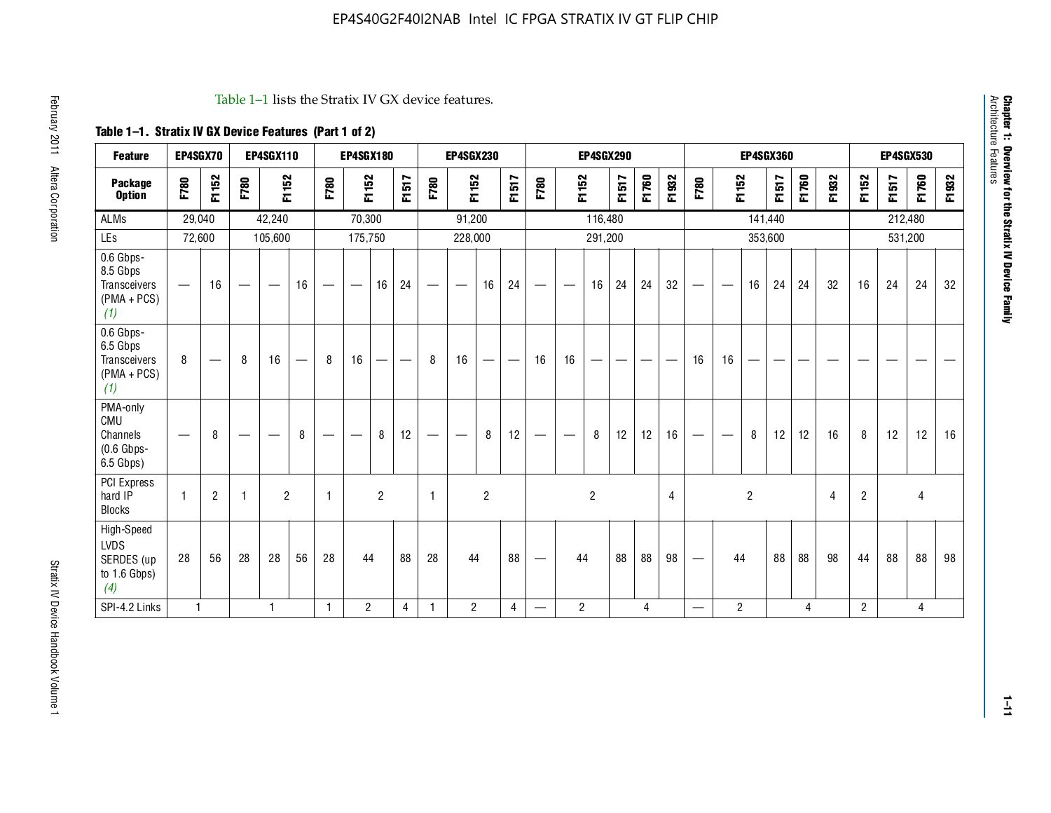Table 1–1 lists the Stratix IV GX device features.

**Table 1–1. Stratix IV GX Device Features (Part 1 of 2)**

| Feature | EP4SGX70 | | EP4SGX110 | | | EP4SGX180 | | | | EP4SGX230 | | | | EP4SGX290 | | | | | | EP4SGX360 | | | | | | EP4SGX530 | | | |
|---|---|---|---|---|---|---|---|---|---|---|---|---|---|---|---|---|---|---|---|---|---|---|---|---|---|---|---|---|---|
| Package Option | F780 | F1152 | F780 | F1152 | | F780 | F1152 | | F1517 | F780 | F1152 | | F1517 | F780 | F1152 | | F1517 | F1760 | F1932 | F780 | F1152 | | F1517 | F1760 | F1932 | F1152 | F1517 | F1760 | F1932 |
| ALMs | 29,040 | | 42,240 | | | 70,300 | | | | 91,200 | | | | 116,480 | | | | | | 141,440 | | | | | | 212,480 | | | |
| LEs | 72,600 | | 105,600 | | | 175,750 | | | | 228,000 | | | | 291,200 | | | | | | 353,600 | | | | | | 531,200 | | | |
| 0.6 Gbps-8.5 Gbps Transceivers (PMA + PCS) *(1)* | — | 16 | — | — | 16 | — | — | 16 | 24 | — | — | 16 | 24 | — | — | 16 | 24 | 24 | 32 | — | — | 16 | 24 | 24 | 32 | 16 | 24 | 24 | 32 |
| 0.6 Gbps-6.5 Gbps Transceivers (PMA + PCS) *(1)* | 8 | — | 8 | 16 | — | 8 | 16 | — | — | 8 | 16 | — | — | 16 | 16 | — | — | — | — | 16 | 16 | — | — | — | — | — | — | — | — |
| PMA-only CMU Channels (0.6 Gbps-6.5 Gbps) | — | 8 | — | — | 8 | — | — | 8 | 12 | — | — | 8 | 12 | — | — | 8 | 12 | 12 | 16 | — | — | 8 | 12 | 12 | 16 | 8 | 12 | 12 | 16 |
| PCI Express hard IP Blocks | 1 | 2 | 1 | 2 | | 1 | 2 | | | 1 | 2 | | | 2 | | | | | 4 | 2 | | | | | 4 | 2 | 4 | | |
| High-Speed LVDS SERDES (up to 1.6 Gbps) *(4)* | 28 | 56 | 28 | 28 | 56 | 28 | 44 | | 88 | 28 | 44 | | 88 | — | 44 | | 88 | 88 | 98 | — | 44 | | 88 | 88 | 98 | 44 | 88 | 88 | 98 |
| SPI-4.2 Links | 1 | | 1 | | | 1 | 2 | | 4 | 1 | 2 | | 4 | — | 2 | | 4 | | | — | 2 | | 4 | | | 2 | 4 | | |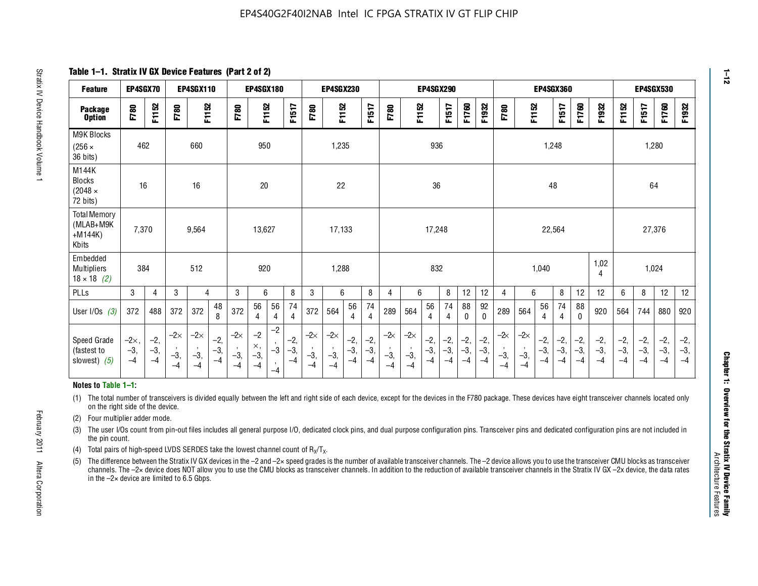**Table 1–1. Stratix IV GX Device Features (Part 2 of 2)**

| Feature | EP4SGX70 | | EP4SGX110 | | | EP4SGX180 | | | | EP4SGX230 | | | | EP4SGX290 | | | | | | EP4SGX360 | | | | | | EP4SGX530 | | | |
|---|---|---|---|---|---|---|---|---|---|---|---|---|---|---|---|---|---|---|---|---|---|---|---|---|---|---|---|---|---|
| **Package Option** | F780 | F1152 | F780 | F1152 | | F780 | F1152 | | F1517 | F780 | F1152 | | F1517 | F780 | F1152 | | F1517 | F1760 | F1932 | F780 | F1152 | | F1517 | F1760 | F1932 | F1152 | F1517 | F1760 | F1932 |
| M9K Blocks (256 × 36 bits) | 462 | | 660 | | | 950 | | | | 1,235 | | | | 936 | | | | | | 1,248 | | | | | | 1,280 | | | |
| M144K Blocks (2048 × 72 bits) | 16 | | 16 | | | 20 | | | | 22 | | | | 36 | | | | | | 48 | | | | | | 64 | | | |
| Total Memory (MLAB+M9K +M144K) Kbits | 7,370 | | 9,564 | | | 13,627 | | | | 17,133 | | | | 17,248 | | | | | | 22,564 | | | | | | 27,376 | | | |
| Embedded Multipliers 18 × 18 *(2)* | 384 | | 512 | | | 920 | | | | 1,288 | | | | 832 | | | | | | 1,040 | | | | | 1,024 | 1,024 | | | |
| PLLs | 3 | 4 | 3 | 4 | | 3 | 6 | | 8 | 3 | 6 | | 8 | 4 | 6 | | 8 | 12 | 12 | 4 | 6 | | 8 | 12 | 12 | 6 | 8 | 12 | 12 |
| User I/Os *(3)* | 372 | 488 | 372 | 372 | 488 | 372 | 564 | 564 | 744 | 372 | 564 | 564 | 744 | 289 | 564 | 564 | 744 | 880 | 920 | 289 | 564 | 564 | 744 | 880 | 920 | 564 | 744 | 880 | 920 |
| Speed Grade (fastest to slowest) *(5)* | –2×, –3, –4 | –2, –3, –4 | –2×, –3, –4 | –2×, –3, –4 | –2, –3, –4 | –2×, –3, –4 | –2×, –3, –4 | –2, –3, –4 | –2, –3, –4 | –2×, –3, –4 | –2×, –3, –4 | –2, –3, –4 | –2, –3, –4 | –2×, –3, –4 | –2×, –3, –4 | –2, –3, –4 | –2, –3, –4 | –2, –3, –4 | –2, –3, –4 | –2×, –3, –4 | –2×, –3, –4 | –2, –3, –4 | –2, –3, –4 | –2, –3, –4 | –2, –3, –4 | –2, –3, –4 | –2, –3, –4 | –2, –3, –4 | –2, –3, –4 |

**Notes to Table 1–1:**

(1) The total number of transceivers is divided equally between the left and right side of each device, except for the devices in the F780 package. These devices have eight transceiver channels located only on the right side of the device.

(2) Four multiplier adder mode.

(3) The user I/Os count from pin-out files includes all general purpose I/O, dedicated clock pins, and dual purpose configuration pins. Transceiver pins and dedicated configuration pins are not included in the pin count.

(4) Total pairs of high-speed LVDS SERDES take the lowest channel count of $R_X/T_X$.

(5) The difference between the Stratix IV GX devices in the –2 and –2× speed grades is the number of available transceiver channels. The –2 device allows you to use the transceiver CMU blocks as transceiver channels. The –2× device does NOT allow you to use the CMU blocks as transceiver channels. In addition to the reduction of available transceiver channels in the Stratix IV GX –2x device, the data rates in the –2× device are limited to 6.5 Gbps.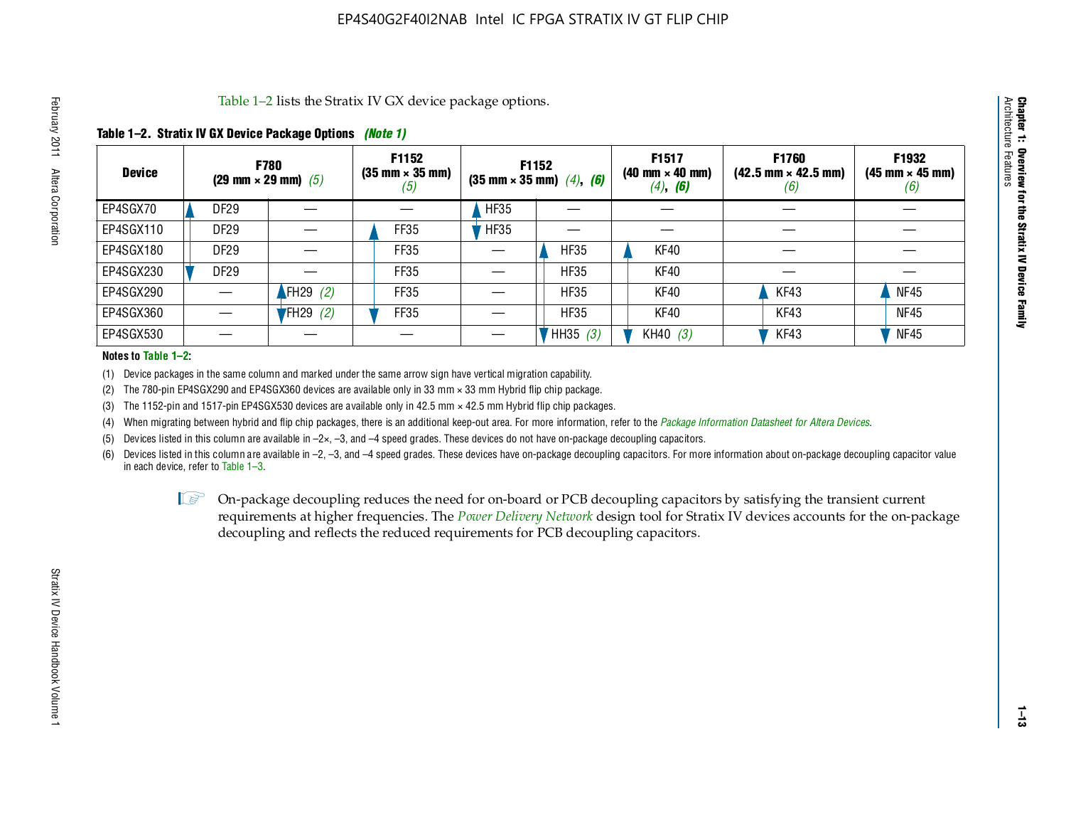Table 1–2 lists the Stratix IV GX device package options.

**Table 1–2. Stratix IV GX Device Package Options** *(Note 1)*

| Device | F780 (29 mm × 29 mm) *(5)* | | F1152 (35 mm × 35 mm) *(5)* | F1152 (35 mm × 35 mm) *(4)*, *(6)* | | F1517 (40 mm × 40 mm) *(4)*, *(6)* | F1760 (42.5 mm × 42.5 mm) *(6)* | F1932 (45 mm × 45 mm) *(6)* |
|---|---|---|---|---|---|---|---|---|
| EP4SGX70 | DF29 | — | — | HF35 | — | — | — | — |
| EP4SGX110 | DF29 | — | FF35 | HF35 | — | — | — | — |
| EP4SGX180 | DF29 | — | FF35 | — | HF35 | KF40 | — | — |
| EP4SGX230 | DF29 | — | FF35 | — | HF35 | KF40 | — | — |
| EP4SGX290 | — | FH29 *(2)* | FF35 | — | HF35 | KF40 | KF43 | NF45 |
| EP4SGX360 | — | FH29 *(2)* | FF35 | — | HF35 | KF40 | KF43 | NF45 |
| EP4SGX530 | — | — | — | — | HH35 *(3)* | KH40 *(3)* | KF43 | NF45 |

**Notes to Table 1–2:**

(1) Device packages in the same column and marked under the same arrow sign have vertical migration capability.

(2) The 780-pin EP4SGX290 and EP4SGX360 devices are available only in 33 mm × 33 mm Hybrid flip chip package.

(3) The 1152-pin and 1517-pin EP4SGX530 devices are available only in 42.5 mm × 42.5 mm Hybrid flip chip packages.

(4) When migrating between hybrid and flip chip packages, there is an additional keep-out area. For more information, refer to the *Package Information Datasheet for Altera Devices*.

(5) Devices listed in this column are available in –2×, –3, and –4 speed grades. These devices do not have on-package decoupling capacitors.

(6) Devices listed in this column are available in –2, –3, and –4 speed grades. These devices have on-package decoupling capacitors. For more information about on-package decoupling capacitor value in each device, refer to Table 1–3.

On-package decoupling reduces the need for on-board or PCB decoupling capacitors by satisfying the transient current requirements at higher frequencies. The *Power Delivery Network* design tool for Stratix IV devices accounts for the on-package decoupling and reflects the reduced requirements for PCB decoupling capacitors.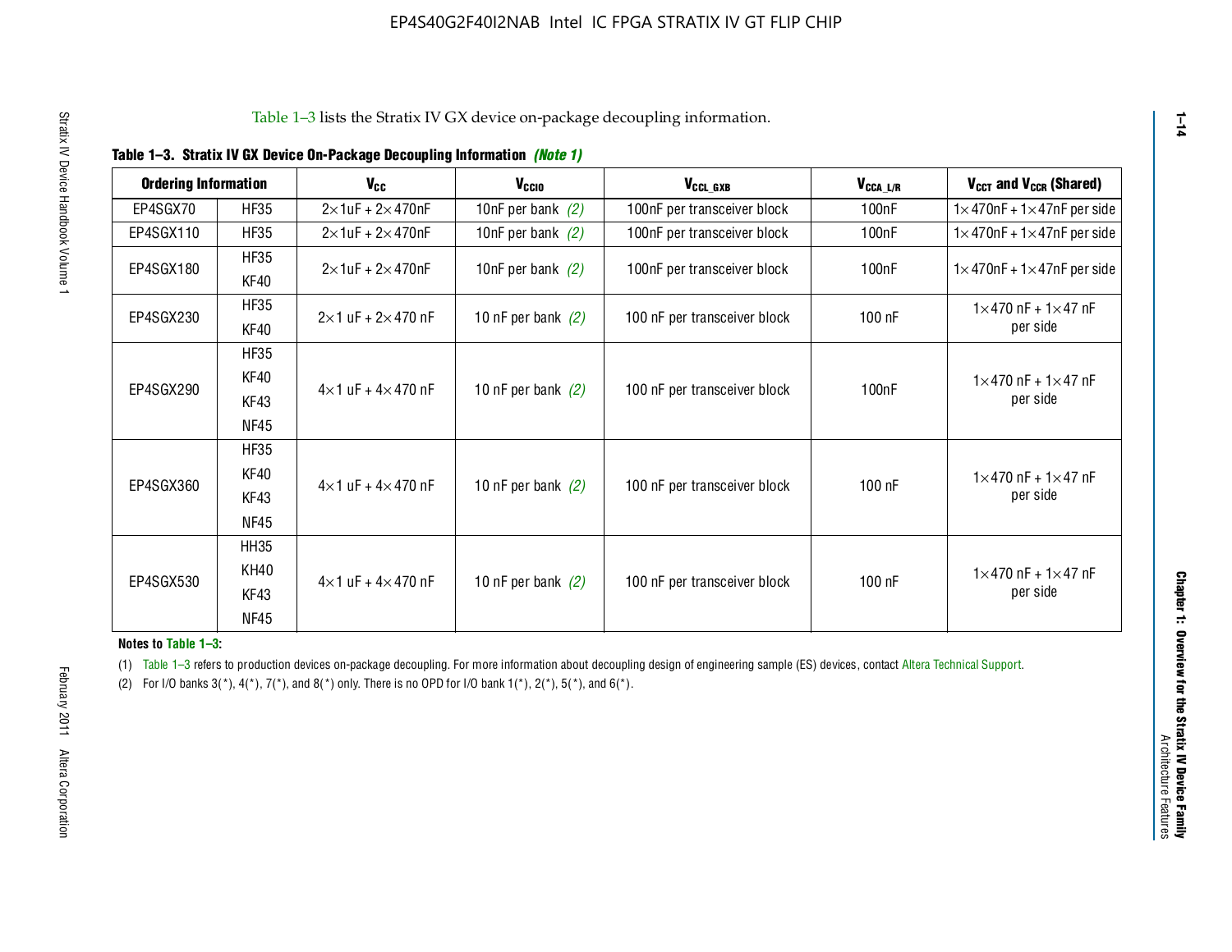Table 1–3 lists the Stratix IV GX device on-package decoupling information.

**Table 1–3. Stratix IV GX Device On-Package Decoupling Information** *(Note 1)*

| Ordering Information | | $V_{CC}$ | $V_{CCIO}$ | $V_{CCL\_GXB}$ | $V_{CCA\_L/R}$ | $V_{CCT}$ and $V_{CCR}$ (Shared) |
|---|---|---|---|---|---|---|
| EP4SGX70 | HF35 | 2×1uF + 2×470nF | 10nF per bank *(2)* | 100nF per transceiver block | 100nF | 1×470nF + 1×47nF per side |
| EP4SGX110 | HF35 | 2×1uF + 2×470nF | 10nF per bank *(2)* | 100nF per transceiver block | 100nF | 1×470nF + 1×47nF per side |
| EP4SGX180 | HF35<br>KF40 | 2×1uF + 2×470nF | 10nF per bank *(2)* | 100nF per transceiver block | 100nF | 1×470nF + 1×47nF per side |
| EP4SGX230 | HF35<br>KF40 | 2×1 uF + 2×470 nF | 10 nF per bank *(2)* | 100 nF per transceiver block | 100 nF | 1×470 nF + 1×47 nF per side |
| EP4SGX290 | HF35<br>KF40<br>KF43<br>NF45 | 4×1 uF + 4×470 nF | 10 nF per bank *(2)* | 100 nF per transceiver block | 100nF | 1×470 nF + 1×47 nF per side |
| EP4SGX360 | HF35<br>KF40<br>KF43<br>NF45 | 4×1 uF + 4×470 nF | 10 nF per bank *(2)* | 100 nF per transceiver block | 100 nF | 1×470 nF + 1×47 nF per side |
| EP4SGX530 | HH35<br>KH40<br>KF43<br>NF45 | 4×1 uF + 4×470 nF | 10 nF per bank *(2)* | 100 nF per transceiver block | 100 nF | 1×470 nF + 1×47 nF per side |

**Notes to Table 1–3:**

(1) Table 1–3 refers to production devices on-package decoupling. For more information about decoupling design of engineering sample (ES) devices, contact Altera Technical Support.

(2) For I/O banks 3(*), 4(*), 7(*), and 8(*) only. There is no OPD for I/O bank 1(*), 2(*), 5(*), and 6(*).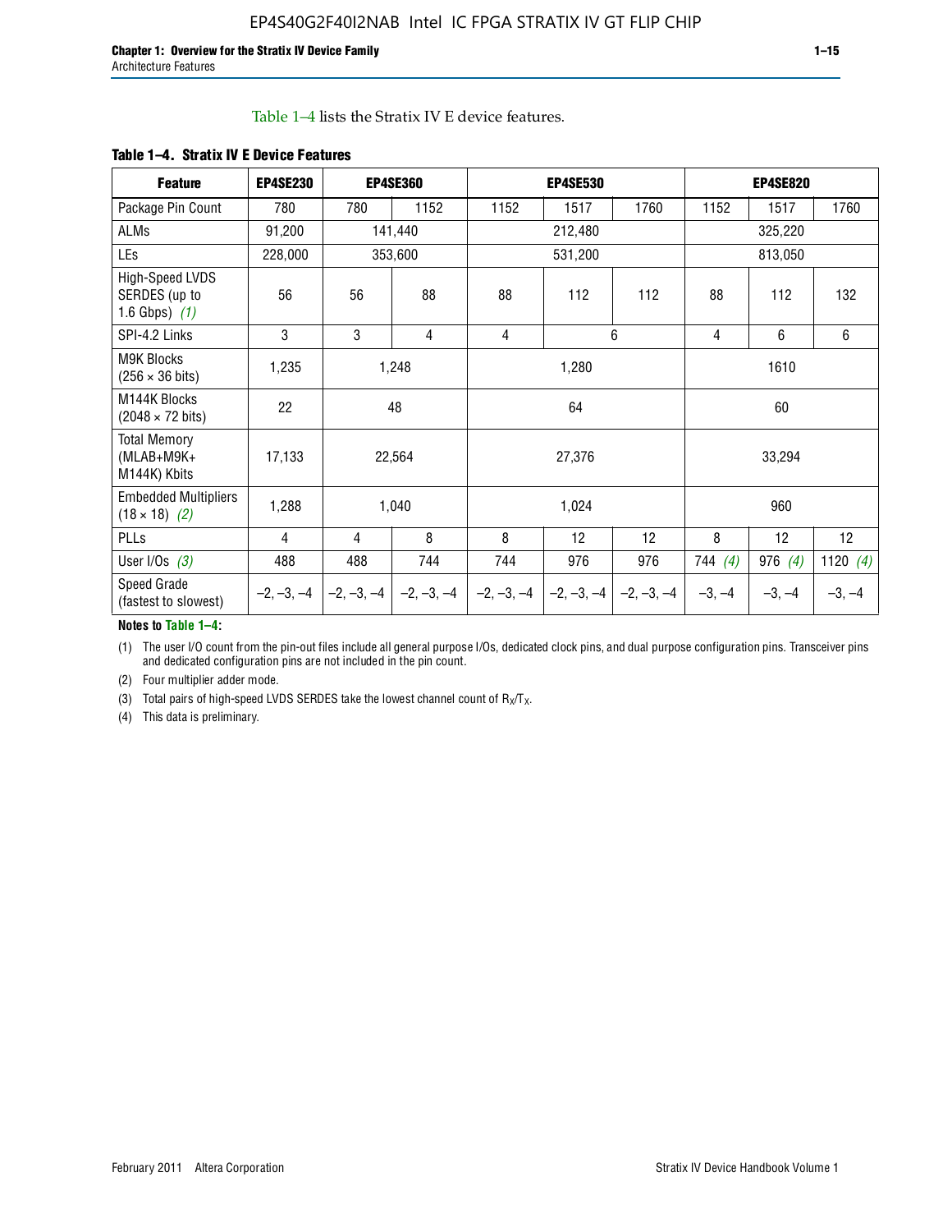Table 1–4 lists the Stratix IV E device features.

**Table 1–4. Stratix IV E Device Features**

| Feature | EP4SE230 | EP4SE360 | | EP4SE530 | | | EP4SE820 | | |
|---|---|---|---|---|---|---|---|---|---|
| Package Pin Count | 780 | 780 | 1152 | 1152 | 1517 | 1760 | 1152 | 1517 | 1760 |
| ALMs | 91,200 | 141,440 | | 212,480 | | | 325,220 | | |
| LEs | 228,000 | 353,600 | | 531,200 | | | 813,050 | | |
| High-Speed LVDS SERDES (up to 1.6 Gbps) *(1)* | 56 | 56 | 88 | 88 | 112 | 112 | 88 | 112 | 132 |
| SPI-4.2 Links | 3 | 3 | 4 | 4 | 6 | | 4 | 6 | 6 |
| M9K Blocks (256 × 36 bits) | 1,235 | 1,248 | | 1,280 | | | 1610 | | |
| M144K Blocks (2048 × 72 bits) | 22 | 48 | | 64 | | | 60 | | |
| Total Memory (MLAB+M9K+ M144K) Kbits | 17,133 | 22,564 | | 27,376 | | | 33,294 | | |
| Embedded Multipliers (18 × 18) *(2)* | 1,288 | 1,040 | | 1,024 | | | 960 | | |
| PLLs | 4 | 4 | 8 | 8 | 12 | 12 | 8 | 12 | 12 |
| User I/Os *(3)* | 488 | 488 | 744 | 744 | 976 | 976 | 744 *(4)* | 976 *(4)* | 1120 *(4)* |
| Speed Grade (fastest to slowest) | –2, –3, –4 | –2, –3, –4 | –2, –3, –4 | –2, –3, –4 | –2, –3, –4 | –2, –3, –4 | –3, –4 | –3, –4 | –3, –4 |

**Notes to Table 1–4:**

(1) The user I/O count from the pin-out files include all general purpose I/Os, dedicated clock pins, and dual purpose configuration pins. Transceiver pins and dedicated configuration pins are not included in the pin count.

(2) Four multiplier adder mode.

(3) Total pairs of high-speed LVDS SERDES take the lowest channel count of $R_X/T_X$.

(4) This data is preliminary.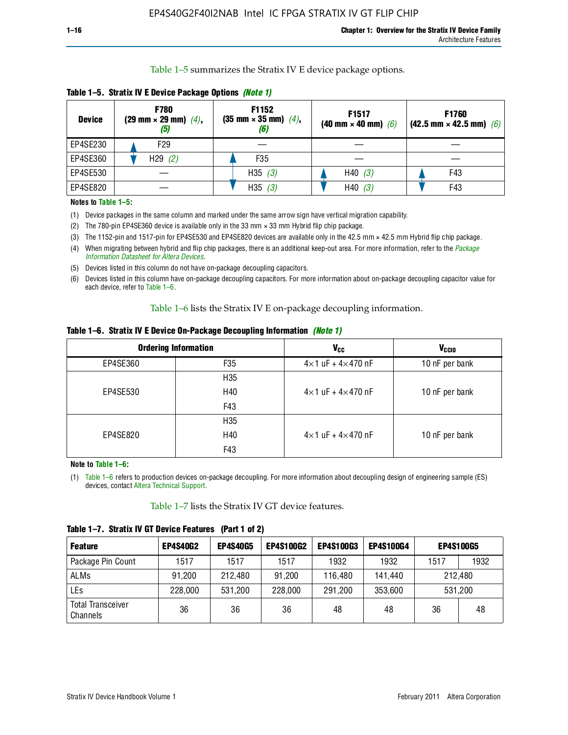Table 1–5 summarizes the Stratix IV E device package options.

**Table 1–5. Stratix IV E Device Package Options** *(Note 1)*

| Device | F780 (29 mm × 29 mm) *(4)*, *(5)* | F1152 (35 mm × 35 mm) *(4)*, *(6)* | F1517 (40 mm × 40 mm) *(6)* | F1760 (42.5 mm × 42.5 mm) *(6)* |
|---|---|---|---|---|
| EP4SE230 | F29 | — | — | — |
| EP4SE360 | H29 *(2)* | F35 | — | — |
| EP4SE530 | — | H35 *(3)* | H40 *(3)* | F43 |
| EP4SE820 | — | H35 *(3)* | H40 *(3)* | F43 |

**Notes to Table 1–5:**

(1) Device packages in the same column and marked under the same arrow sign have vertical migration capability.

(2) The 780-pin EP4SE360 device is available only in the 33 mm × 33 mm Hybrid flip chip package.

(3) The 1152-pin and 1517-pin for EP4SE530 and EP4SE820 devices are available only in the 42.5 mm × 42.5 mm Hybrid flip chip package.

(4) When migrating between hybrid and flip chip packages, there is an additional keep-out area. For more information, refer to the *Package Information Datasheet for Altera Devices*.

(5) Devices listed in this column do not have on-package decoupling capacitors.

(6) Devices listed in this column have on-package decoupling capacitors. For more information about on-package decoupling capacitor value for each device, refer to Table 1–6.

Table 1–6 lists the Stratix IV E on-package decoupling information.

**Table 1–6. Stratix IV E Device On-Package Decoupling Information** *(Note 1)*

| Ordering Information | | $V_{CC}$ | $V_{CCIO}$ |
|---|---|---|---|
| EP4SE360 | F35 | 4×1 uF + 4×470 nF | 10 nF per bank |
| EP4SE530 | H35 | 4×1 uF + 4×470 nF | 10 nF per bank |
| | H40 | | |
| | F43 | | |
| EP4SE820 | H35 | 4×1 uF + 4×470 nF | 10 nF per bank |
| | H40 | | |
| | F43 | | |

**Note to Table 1–6:**

(1) Table 1–6 refers to production devices on-package decoupling. For more information about decoupling design of engineering sample (ES) devices, contact Altera Technical Support.

Table 1–7 lists the Stratix IV GT device features.

**Table 1–7. Stratix IV GT Device Features (Part 1 of 2)**

| Feature | EP4S40G2 | EP4S40G5 | EP4S100G2 | EP4S100G3 | EP4S100G4 | EP4S100G5 | |
|---|---|---|---|---|---|---|---|
| Package Pin Count | 1517 | 1517 | 1517 | 1932 | 1932 | 1517 | 1932 |
| ALMs | 91,200 | 212,480 | 91,200 | 116,480 | 141,440 | 212,480 | |
| LEs | 228,000 | 531,200 | 228,000 | 291,200 | 353,600 | 531,200 | |
| Total Transceiver Channels | 36 | 36 | 36 | 48 | 48 | 36 | 48 |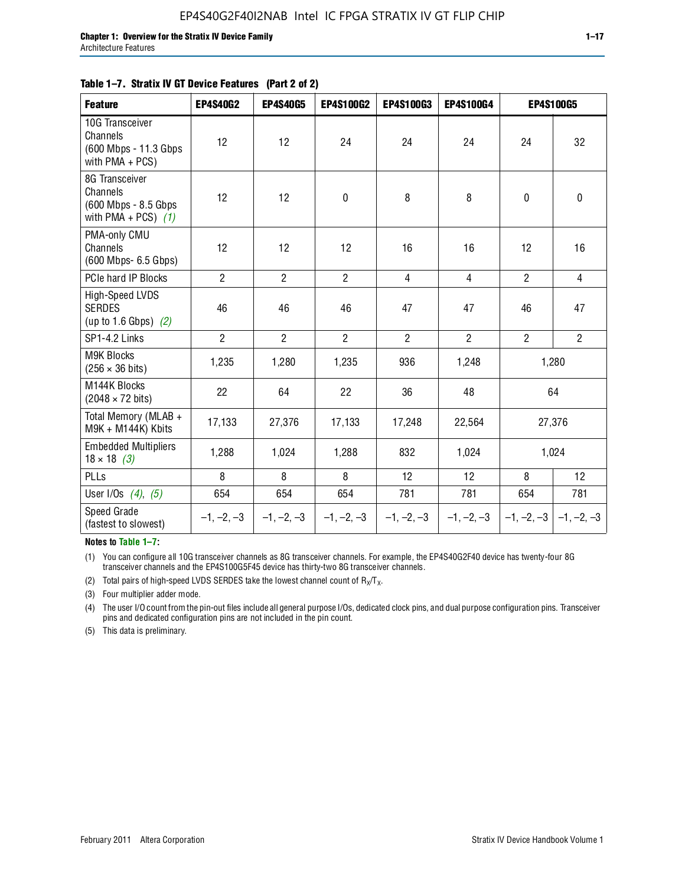**Table 1–7. Stratix IV GT Device Features (Part 2 of 2)**

| Feature | EP4S40G2 | EP4S40G5 | EP4S100G2 | EP4S100G3 | EP4S100G4 | EP4S100G5 | |
|---|---|---|---|---|---|---|---|
| 10G Transceiver Channels (600 Mbps - 11.3 Gbps with PMA + PCS) | 12 | 12 | 24 | 24 | 24 | 24 | 32 |
| 8G Transceiver Channels (600 Mbps - 8.5 Gbps with PMA + PCS) *(1)* | 12 | 12 | 0 | 8 | 8 | 0 | 0 |
| PMA-only CMU Channels (600 Mbps- 6.5 Gbps) | 12 | 12 | 12 | 16 | 16 | 12 | 16 |
| PCIe hard IP Blocks | 2 | 2 | 2 | 4 | 4 | 2 | 4 |
| High-Speed LVDS SERDES (up to 1.6 Gbps) *(2)* | 46 | 46 | 46 | 47 | 47 | 46 | 47 |
| SP1-4.2 Links | 2 | 2 | 2 | 2 | 2 | 2 | 2 |
| M9K Blocks (256 × 36 bits) | 1,235 | 1,280 | 1,235 | 936 | 1,248 | 1,280 | |
| M144K Blocks (2048 × 72 bits) | 22 | 64 | 22 | 36 | 48 | 64 | |
| Total Memory (MLAB + M9K + M144K) Kbits | 17,133 | 27,376 | 17,133 | 17,248 | 22,564 | 27,376 | |
| Embedded Multipliers 18 × 18 *(3)* | 1,288 | 1,024 | 1,288 | 832 | 1,024 | 1,024 | |
| PLLs | 8 | 8 | 8 | 12 | 12 | 8 | 12 |
| User I/Os *(4)*, *(5)* | 654 | 654 | 654 | 781 | 781 | 654 | 781 |
| Speed Grade (fastest to slowest) | –1, –2, –3 | –1, –2, –3 | –1, –2, –3 | –1, –2, –3 | –1, –2, –3 | –1, –2, –3 | –1, –2, –3 |

**Notes to Table 1–7:**

(1) You can configure all 10G transceiver channels as 8G transceiver channels. For example, the EP4S40G2F40 device has twenty-four 8G transceiver channels and the EP4S100G5F45 device has thirty-two 8G transceiver channels.

(2) Total pairs of high-speed LVDS SERDES take the lowest channel count of $R_X/T_X$.

(3) Four multiplier adder mode.

(4) The user I/O count from the pin-out files include all general purpose I/Os, dedicated clock pins, and dual purpose configuration pins. Transceiver pins and dedicated configuration pins are not included in the pin count.

(5) This data is preliminary.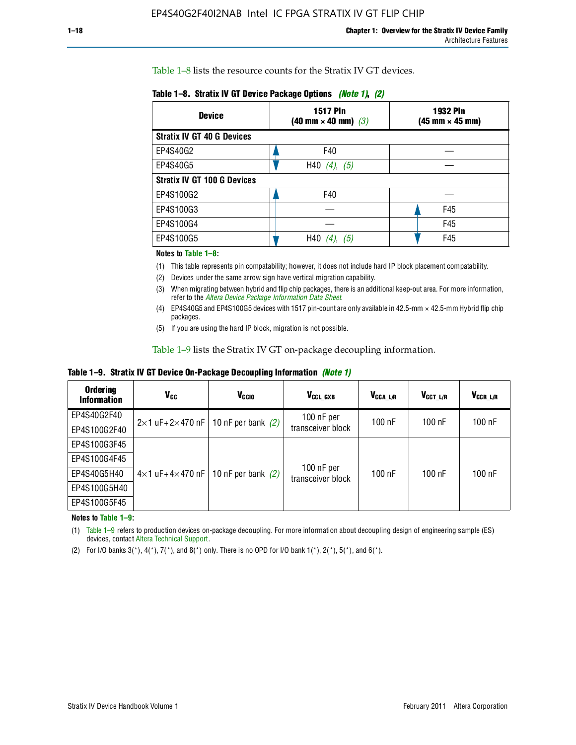Table 1–8 lists the resource counts for the Stratix IV GT devices.

**Table 1–8. Stratix IV GT Device Package Options** *(Note 1)*, *(2)*

| Device | 1517 Pin (40 mm × 40 mm) *(3)* | 1932 Pin (45 mm × 45 mm) |
|---|---|---|
| **Stratix IV GT 40 G Devices** | | |
| EP4S40G2 | F40 | — |
| EP4S40G5 | H40 *(4)*, *(5)* | — |
| **Stratix IV GT 100 G Devices** | | |
| EP4S100G2 | F40 | — |
| EP4S100G3 | — | F45 |
| EP4S100G4 | — | F45 |
| EP4S100G5 | H40 *(4)*, *(5)* | F45 |

**Notes to Table 1–8:**

(1) This table represents pin compatability; however, it does not include hard IP block placement compatability.

(2) Devices under the same arrow sign have vertical migration capability.

(3) When migrating between hybrid and flip chip packages, there is an additional keep-out area. For more information, refer to the *Altera Device Package Information Data Sheet*.

(4) EP4S40G5 and EP4S100G5 devices with 1517 pin-count are only available in 42.5-mm × 42.5-mm Hybrid flip chip packages.

(5) If you are using the hard IP block, migration is not possible.

Table 1–9 lists the Stratix IV GT on-package decoupling information.

**Table 1–9. Stratix IV GT Device On-Package Decoupling Information** *(Note 1)*

| Ordering Information | $V_{CC}$ | $V_{CCIO}$ | $V_{CCL\_GXB}$ | $V_{CCA\_L/R}$ | $V_{CCT\_L/R}$ | $V_{CCR\_L/R}$ |
|---|---|---|---|---|---|---|
| EP4S40G2F40 | 2×1 uF+2×470 nF | 10 nF per bank *(2)* | 100 nF per transceiver block | 100 nF | 100 nF | 100 nF |
| EP4S100G2F40 | | | | | | |
| EP4S100G3F45 | 4×1 uF+4×470 nF | 10 nF per bank *(2)* | 100 nF per transceiver block | 100 nF | 100 nF | 100 nF |
| EP4S100G4F45 | | | | | | |
| EP4S40G5H40 | | | | | | |
| EP4S100G5H40 | | | | | | |
| EP4S100G5F45 | | | | | | |

**Notes to Table 1–9:**

(1) Table 1–9 refers to production devices on-package decoupling. For more information about decoupling design of engineering sample (ES) devices, contact Altera Technical Support.

(2) For I/O banks 3(*), 4(*), 7(*), and 8(*) only. There is no OPD for I/O bank 1(*), 2(*), 5(*), and 6(*).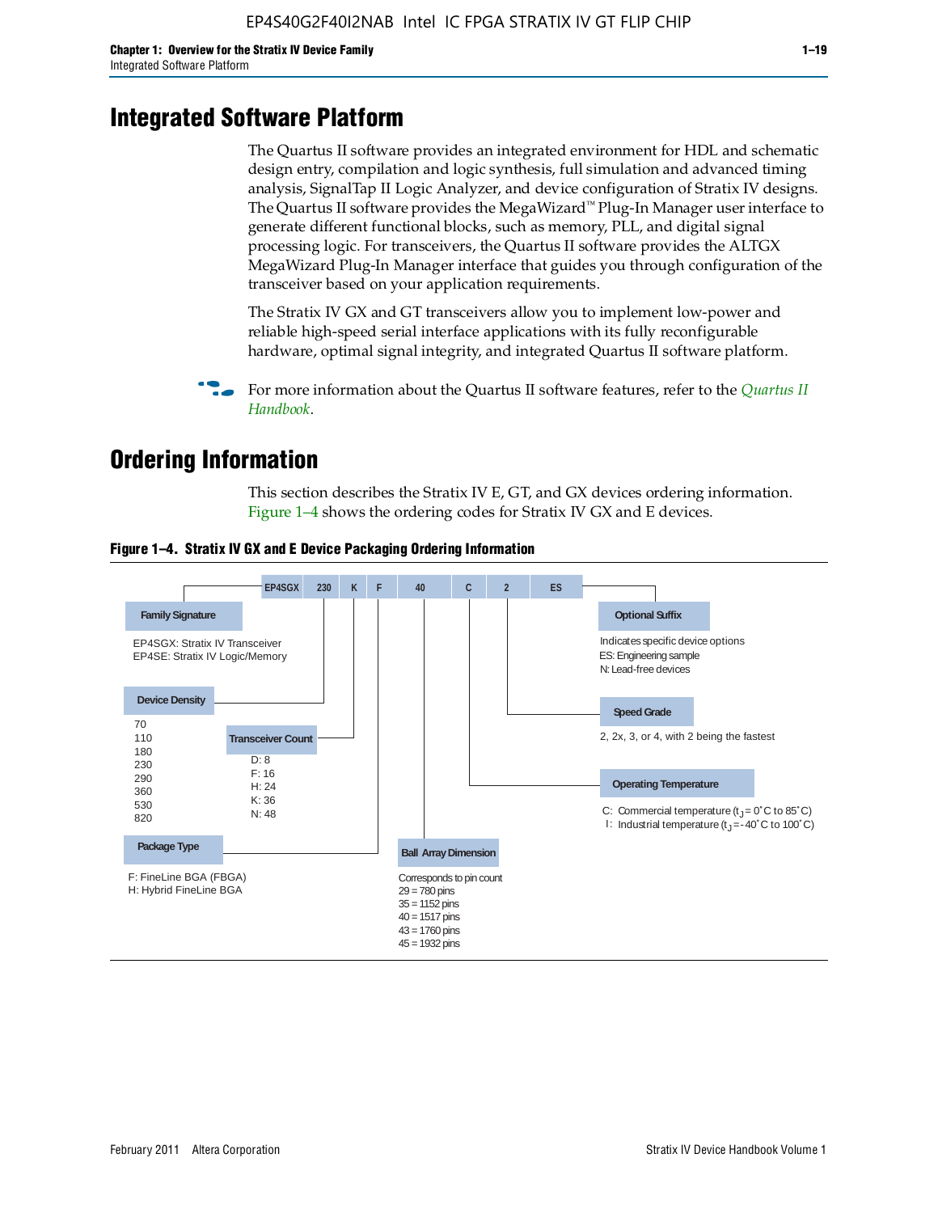# Integrated Software Platform

The Quartus II software provides an integrated environment for HDL and schematic design entry, compilation and logic synthesis, full simulation and advanced timing analysis, SignalTap II Logic Analyzer, and device configuration of Stratix IV designs. The Quartus II software provides the MegaWizard™ Plug-In Manager user interface to generate different functional blocks, such as memory, PLL, and digital signal processing logic. For transceivers, the Quartus II software provides the ALTGX MegaWizard Plug-In Manager interface that guides you through configuration of the transceiver based on your application requirements.

The Stratix IV GX and GT transceivers allow you to implement low-power and reliable high-speed serial interface applications with its fully reconfigurable hardware, optimal signal integrity, and integrated Quartus II software platform.

For more information about the Quartus II software features, refer to the *Quartus II Handbook*.

# Ordering Information

This section describes the Stratix IV E, GT, and GX devices ordering information. Figure 1–4 shows the ordering codes for Stratix IV GX and E devices.

**Figure 1–4. Stratix IV GX and E Device Packaging Ordering Information**

EP4SGX 230 K F 40 C 2 ES

**Family Signature**
EP4SGX: Stratix IV Transceiver
EP4SE: Stratix IV Logic/Memory

**Device Density**
70
110
180
230
290
360
530
820

**Transceiver Count**
D: 8
F: 16
H: 24
K: 36
N: 48

**Package Type**
F: FineLine BGA (FBGA)
H: Hybrid FineLine BGA

**Ball Array Dimension**
Corresponds to pin count
29 = 780 pins
35 = 1152 pins
40 = 1517 pins
43 = 1760 pins
45 = 1932 pins

**Operating Temperature**
C: Commercial temperature ($t_J$ = 0°C to 85°C)
I: Industrial temperature ($t_J$ = -40°C to 100°C)

**Speed Grade**
2, 2x, 3, or 4, with 2 being the fastest

**Optional Suffix**
Indicates specific device options
ES: Engineering sample
N: Lead-free devices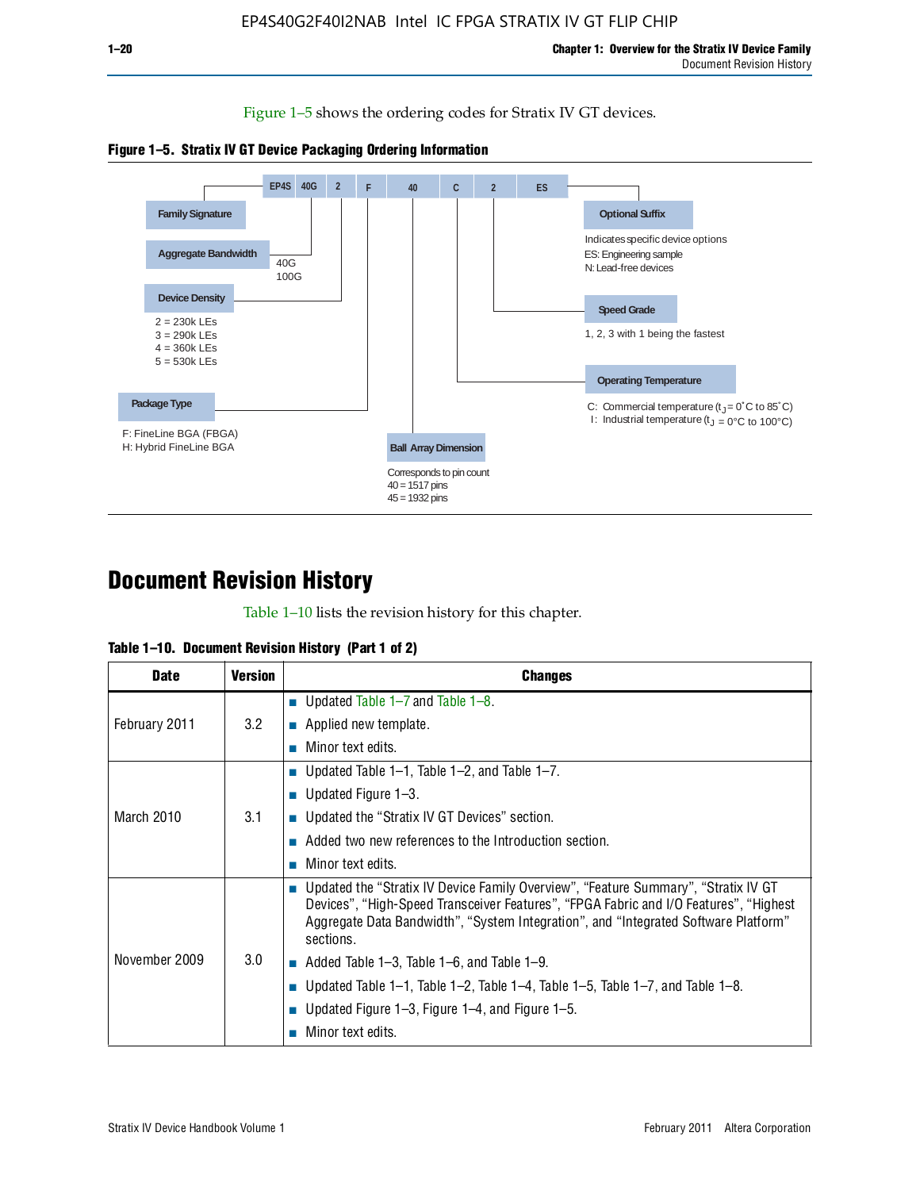Figure 1–5 shows the ordering codes for Stratix IV GT devices.

**Figure 1–5. Stratix IV GT Device Packaging Ordering Information**

| EP4S | 40G | 2 | F | 40 | C | 2 | ES |
|---|---|---|---|---|---|---|---|

**Family Signature**

**Aggregate Bandwidth**
40G
100G

**Device Density**
2 = 230k LEs
3 = 290k LEs
4 = 360k LEs
5 = 530k LEs

**Package Type**
F: FineLine BGA (FBGA)
H: Hybrid FineLine BGA

**Ball Array Dimension**
Corresponds to pin count
40 = 1517 pins
45 = 1932 pins

**Operating Temperature**
C: Commercial temperature ($t_J$ = 0°C to 85°C)
I: Industrial temperature ($t_J$ = 0°C to 100°C)

**Speed Grade**
1, 2, 3 with 1 being the fastest

**Optional Suffix**
Indicates specific device options
ES: Engineering sample
N: Lead-free devices

# Document Revision History

Table 1–10 lists the revision history for this chapter.

**Table 1–10. Document Revision History (Part 1 of 2)**

| Date | Version | Changes |
|---|---|---|
| February 2011 | 3.2 | ■ Updated Table 1–7 and Table 1–8.<br>■ Applied new template.<br>■ Minor text edits. |
| March 2010 | 3.1 | ■ Updated Table 1–1, Table 1–2, and Table 1–7.<br>■ Updated Figure 1–3.<br>■ Updated the "Stratix IV GT Devices" section.<br>■ Added two new references to the Introduction section.<br>■ Minor text edits. |
| November 2009 | 3.0 | ■ Updated the "Stratix IV Device Family Overview", "Feature Summary", "Stratix IV GT Devices", "High-Speed Transceiver Features", "FPGA Fabric and I/O Features", "Highest Aggregate Data Bandwidth", "System Integration", and "Integrated Software Platform" sections.<br>■ Added Table 1–3, Table 1–6, and Table 1–9.<br>■ Updated Table 1–1, Table 1–2, Table 1–4, Table 1–5, Table 1–7, and Table 1–8.<br>■ Updated Figure 1–3, Figure 1–4, and Figure 1–5.<br>■ Minor text edits. |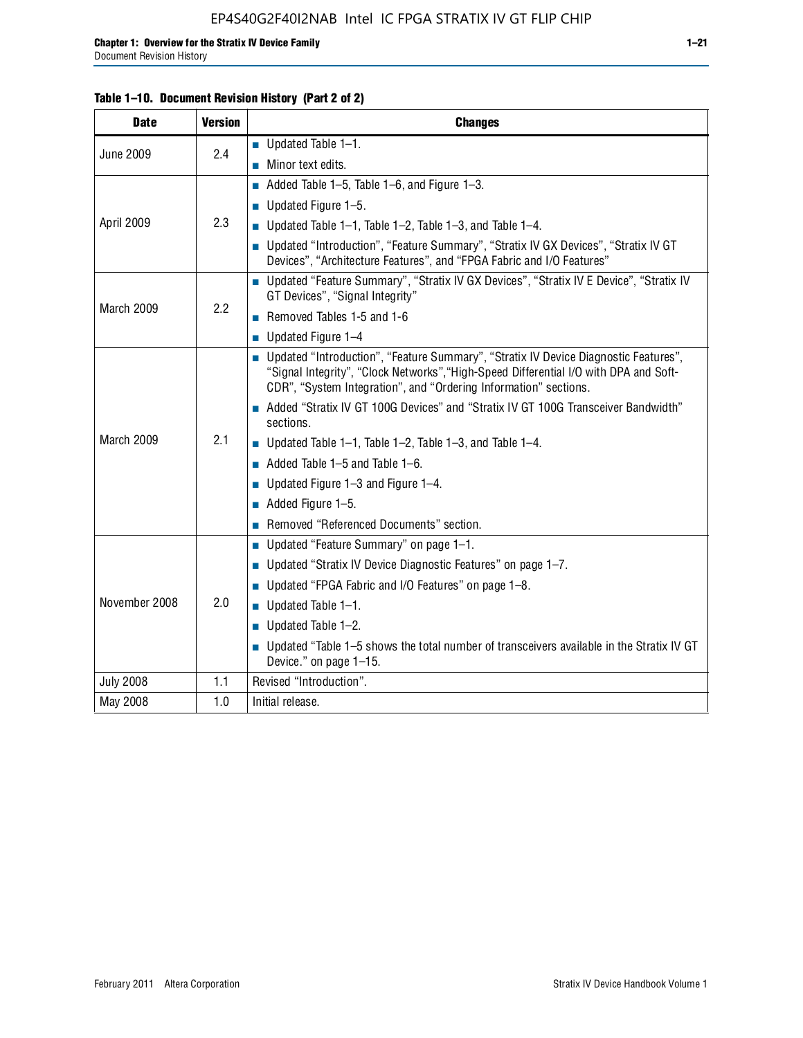**Table 1–10. Document Revision History (Part 2 of 2)**

| Date | Version | Changes |
|---|---|---|
| June 2009 | 2.4 | ■ Updated Table 1–1.<br>■ Minor text edits. |
| April 2009 | 2.3 | ■ Added Table 1–5, Table 1–6, and Figure 1–3.<br>■ Updated Figure 1–5.<br>■ Updated Table 1–1, Table 1–2, Table 1–3, and Table 1–4.<br>■ Updated “Introduction”, “Feature Summary”, “Stratix IV GX Devices”, “Stratix IV GT Devices”, “Architecture Features”, and “FPGA Fabric and I/O Features” |
| March 2009 | 2.2 | ■ Updated “Feature Summary”, “Stratix IV GX Devices”, “Stratix IV E Device”, “Stratix IV GT Devices”, “Signal Integrity”<br>■ Removed Tables 1-5 and 1-6<br>■ Updated Figure 1–4 |
| March 2009 | 2.1 | ■ Updated “Introduction”, “Feature Summary”, “Stratix IV Device Diagnostic Features”, “Signal Integrity”, “Clock Networks”,“High-Speed Differential I/O with DPA and Soft-CDR”, “System Integration”, and “Ordering Information” sections.<br>■ Added “Stratix IV GT 100G Devices” and “Stratix IV GT 100G Transceiver Bandwidth” sections.<br>■ Updated Table 1–1, Table 1–2, Table 1–3, and Table 1–4.<br>■ Added Table 1–5 and Table 1–6.<br>■ Updated Figure 1–3 and Figure 1–4.<br>■ Added Figure 1–5.<br>■ Removed “Referenced Documents” section. |
| November 2008 | 2.0 | ■ Updated “Feature Summary” on page 1–1.<br>■ Updated “Stratix IV Device Diagnostic Features” on page 1–7.<br>■ Updated “FPGA Fabric and I/O Features” on page 1–8.<br>■ Updated Table 1–1.<br>■ Updated Table 1–2.<br>■ Updated “Table 1–5 shows the total number of transceivers available in the Stratix IV GT Device.” on page 1–15. |
| July 2008 | 1.1 | Revised “Introduction”. |
| May 2008 | 1.0 | Initial release. |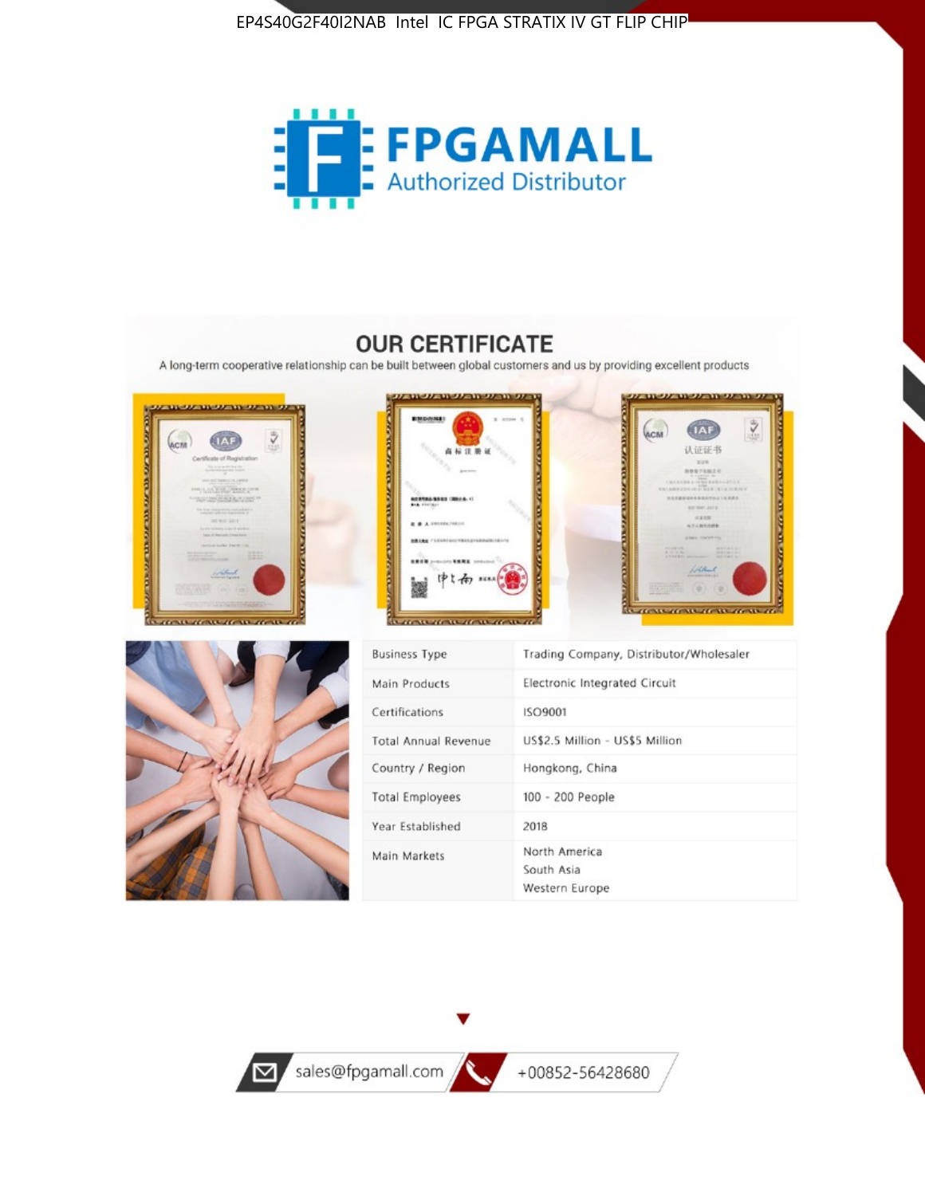# FPGAMALL
Authorized Distributor

## OUR CERTIFICATE

A long-term cooperative relationship can be built between global customers and us by providing excellent products

| | |
|---|---|
| Business Type | Trading Company, Distributor/Wholesaler |
| Main Products | Electronic Integrated Circuit |
| Certifications | ISO9001 |
| Total Annual Revenue | US$2.5 Million - US$5 Million |
| Country / Region | Hongkong, China |
| Total Employees | 100 - 200 People |
| Year Established | 2018 |
| Main Markets | North America<br>South Asia<br>Western Europe |

sales@fpgamall.com

+00852-56428680